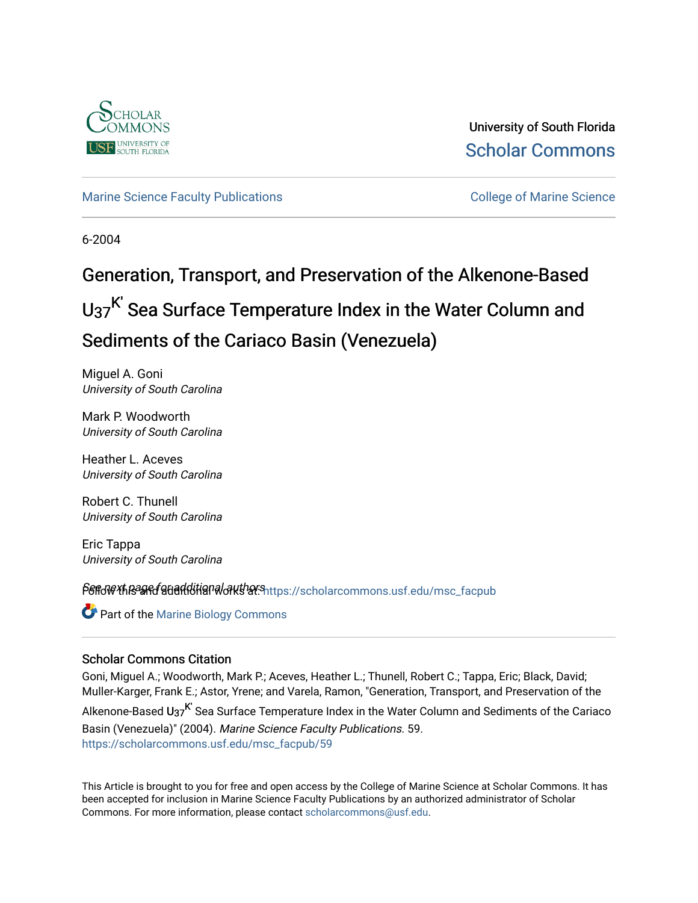University of South Florida

Scholar Commons

Marine Science Faculty Publications

College of Marine Science

6-2004

# Generation, Transport, and Preservation of the Alkenone-Based $U_{37}^{K'}$ Sea Surface Temperature Index in the Water Column and Sediments of the Cariaco Basin (Venezuela)

Miguel A. Goni
*University of South Carolina*

Mark P. Woodworth
*University of South Carolina*

Heather L. Aceves
*University of South Carolina*

Robert C. Thunell
*University of South Carolina*

Eric Tappa
*University of South Carolina*

See next page for additional authors

Follow this and additional works at: https://scholarcommons.usf.edu/msc_facpub

Part of the Marine Biology Commons

## Scholar Commons Citation

Goni, Miguel A.; Woodworth, Mark P.; Aceves, Heather L.; Thunell, Robert C.; Tappa, Eric; Black, David; Muller-Karger, Frank E.; Astor, Yrene; and Varela, Ramon, "Generation, Transport, and Preservation of the Alkenone-Based $U_{37}^{K'}$ Sea Surface Temperature Index in the Water Column and Sediments of the Cariaco Basin (Venezuela)" (2004). *Marine Science Faculty Publications*. 59.
https://scholarcommons.usf.edu/msc_facpub/59

This Article is brought to you for free and open access by the College of Marine Science at Scholar Commons. It has been accepted for inclusion in Marine Science Faculty Publications by an authorized administrator of Scholar Commons. For more information, please contact scholarcommons@usf.edu.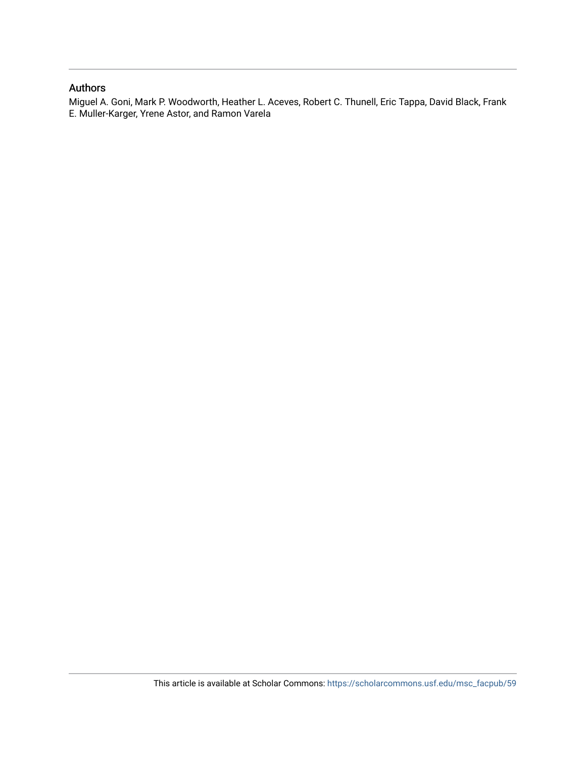## Authors

Miguel A. Goni, Mark P. Woodworth, Heather L. Aceves, Robert C. Thunell, Eric Tappa, David Black, Frank E. Muller-Karger, Yrene Astor, and Ramon Varela

This article is available at Scholar Commons: https://scholarcommons.usf.edu/msc_facpub/59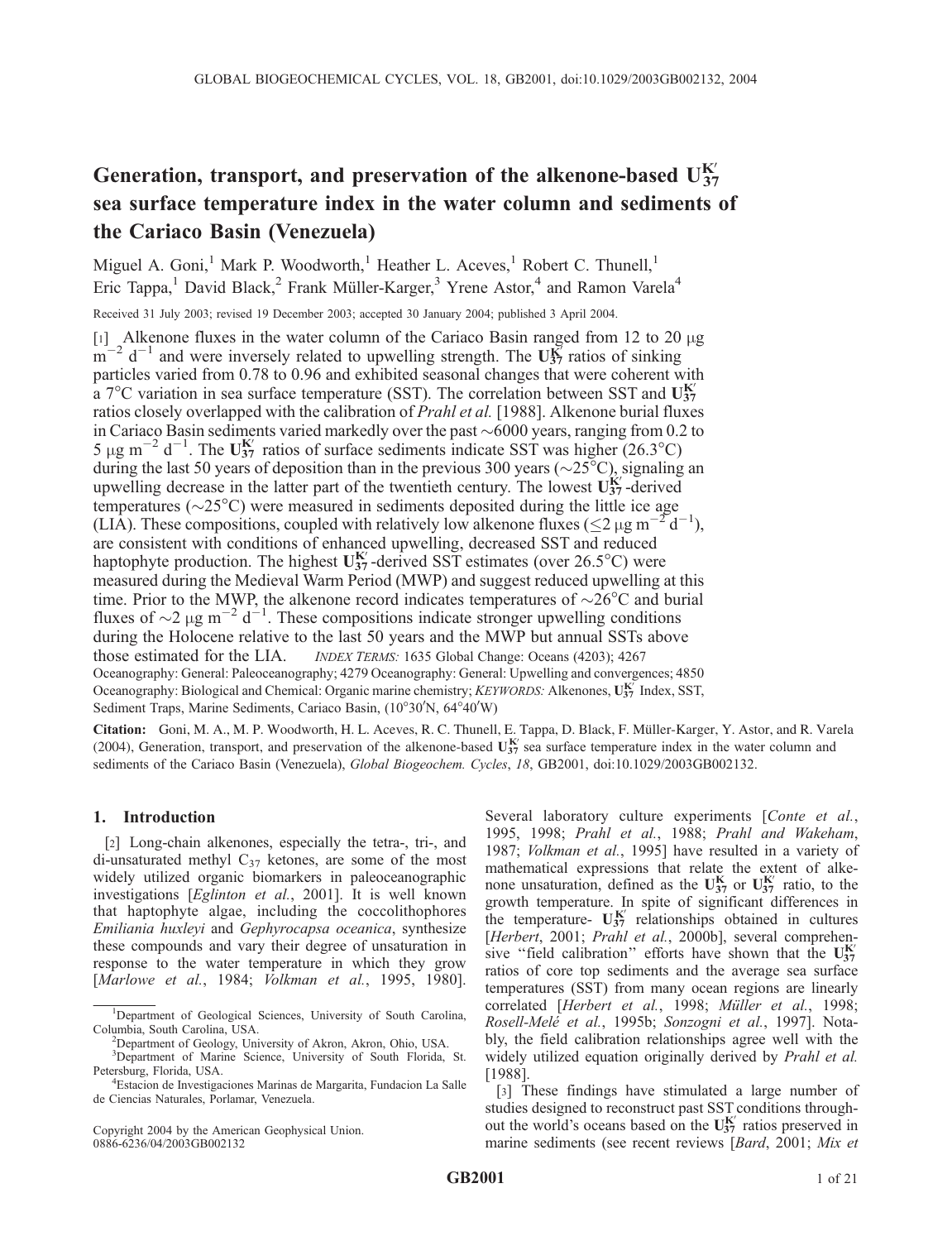# Generation, transport, and preservation of the alkenone-based $U_{37}^{K'}$ sea surface temperature index in the water column and sediments of the Cariaco Basin (Venezuela)

Miguel A. Goni,[1] Mark P. Woodworth,[1] Heather L. Aceves,[1] Robert C. Thunell,[1] Eric Tappa,[1] David Black,[2] Frank Müller-Karger,[3] Yrene Astor,[4] and Ramon Varela[4]

Received 31 July 2003; revised 19 December 2003; accepted 30 January 2004; published 3 April 2004.

[1] Alkenone fluxes in the water column of the Cariaco Basin ranged from 12 to 20 μg $m^{-2}$ $d^{-1}$ and were inversely related to upwelling strength. The $U_{37}^{K'}$ ratios of sinking particles varied from 0.78 to 0.96 and exhibited seasonal changes that were coherent with a 7°C variation in sea surface temperature (SST). The correlation between SST and $U_{37}^{K'}$ ratios closely overlapped with the calibration of *Prahl et al.* [1988]. Alkenone burial fluxes in Cariaco Basin sediments varied markedly over the past ∼6000 years, ranging from 0.2 to 5 μg $m^{-2}$ $d^{-1}$. The $U_{37}^{K'}$ ratios of surface sediments indicate SST was higher (26.3°C) during the last 50 years of deposition than in the previous 300 years (∼25°C), signaling an upwelling decrease in the latter part of the twentieth century. The lowest $U_{37}^{K'}$-derived temperatures (∼25°C) were measured in sediments deposited during the little ice age (LIA). These compositions, coupled with relatively low alkenone fluxes (≤2 μg $m^{-2}$ $d^{-1}$), are consistent with conditions of enhanced upwelling, decreased SST and reduced haptophyte production. The highest $U_{37}^{K'}$-derived SST estimates (over 26.5°C) were measured during the Medieval Warm Period (MWP) and suggest reduced upwelling at this time. Prior to the MWP, the alkenone record indicates temperatures of ∼26°C and burial fluxes of ∼2 μg $m^{-2}$ $d^{-1}$. These compositions indicate stronger upwelling conditions during the Holocene relative to the last 50 years and the MWP but annual SSTs above those estimated for the LIA. *INDEX TERMS:* 1635 Global Change: Oceans (4203); 4267 Oceanography: General: Paleoceanography; 4279 Oceanography: General: Upwelling and convergences; 4850 Oceanography: Biological and Chemical: Organic marine chemistry; *KEYWORDS:* Alkenones, $U_{37}^{K'}$ Index, SST, Sediment Traps, Marine Sediments, Cariaco Basin, (10°30′N, 64°40′W)

**Citation:** Goni, M. A., M. P. Woodworth, H. L. Aceves, R. C. Thunell, E. Tappa, D. Black, F. Müller-Karger, Y. Astor, and R. Varela (2004), Generation, transport, and preservation of the alkenone-based $U_{37}^{K'}$ sea surface temperature index in the water column and sediments of the Cariaco Basin (Venezuela), *Global Biogeochem. Cycles*, *18*, GB2001, doi:10.1029/2003GB002132.

## 1. Introduction

[2] Long-chain alkenones, especially the tetra-, tri-, and di-unsaturated methyl $C_{37}$ ketones, are some of the most widely utilized organic biomarkers in paleoceanographic investigations [*Eglinton et al.*, 2001]. It is well known that haptophyte algae, including the coccolithophores *Emiliania huxleyi* and *Gephyrocapsa oceanica*, synthesize these compounds and vary their degree of unsaturation in response to the water temperature in which they grow [*Marlowe et al.*, 1984; *Volkman et al.*, 1995, 1980]. Several laboratory culture experiments [*Conte et al.*, 1995, 1998; *Prahl et al.*, 1988; *Prahl and Wakeham*, 1987; *Volkman et al.*, 1995] have resulted in a variety of mathematical expressions that relate the extent of alkenone unsaturation, defined as the $U_{37}^{K}$ or $U_{37}^{K'}$ ratio, to the growth temperature. In spite of significant differences in the temperature- $U_{37}^{K}$ relationships obtained in cultures [*Herbert*, 2001; *Prahl et al.*, 2000b], several comprehensive "field calibration" efforts have shown that the $U_{37}^{K'}$ ratios of core top sediments and the average sea surface temperatures (SST) from many ocean regions are linearly correlated [*Herbert et al.*, 1998; *Müller et al.*, 1998; *Rosell-Melé et al.*, 1995b; *Sonzogni et al.*, 1997]. Notably, the field calibration relationships agree well with the widely utilized equation originally derived by *Prahl et al.* [1988].

[3] These findings have stimulated a large number of studies designed to reconstruct past SST conditions throughout the world's oceans based on the $U_{37}^{K'}$ ratios preserved in marine sediments (see recent reviews [*Bard*, 2001; *Mix et*

---

[1]Department of Geological Sciences, University of South Carolina, Columbia, South Carolina, USA.

[2]Department of Geology, University of Akron, Akron, Ohio, USA.

[3]Department of Marine Science, University of South Florida, St. Petersburg, Florida, USA.

[4]Estacion de Investigaciones Marinas de Margarita, Fundacion La Salle de Ciencias Naturales, Porlamar, Venezuela.

Copyright 2004 by the American Geophysical Union.
0886-6236/04/2003GB002132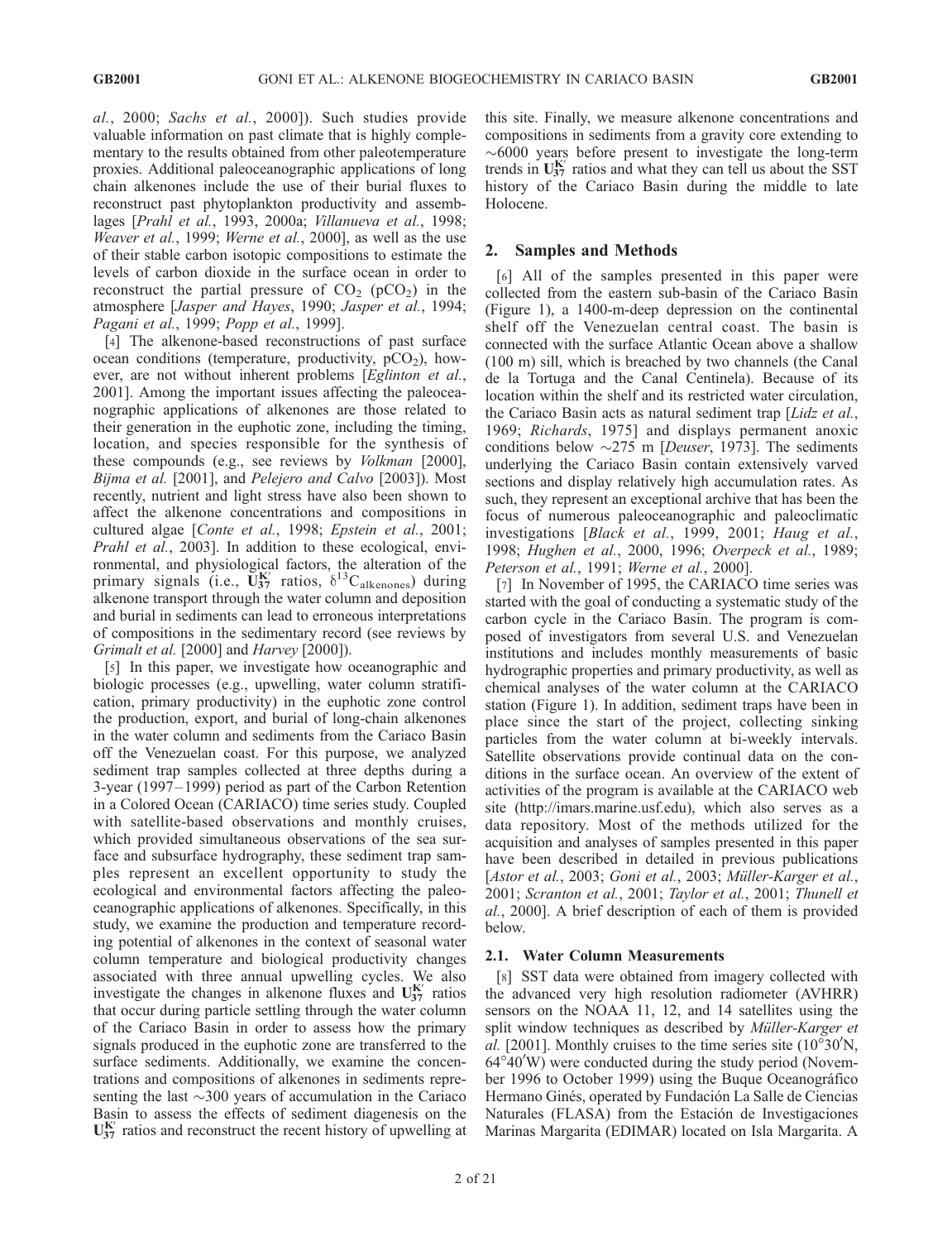al., 2000; *Sachs et al.*, 2000]). Such studies provide valuable information on past climate that is highly complementary to the results obtained from other paleotemperature proxies. Additional paleoceanographic applications of long chain alkenones include the use of their burial fluxes to reconstruct past phytoplankton productivity and assemblages [*Prahl et al.*, 1993, 2000a; *Villanueva et al.*, 1998; *Weaver et al.*, 1999; *Werne et al.*, 2000], as well as the use of their stable carbon isotopic compositions to estimate the levels of carbon dioxide in the surface ocean in order to reconstruct the partial pressure of $CO_2$ ($pCO_2$) in the atmosphere [*Jasper and Hayes*, 1990; *Jasper et al.*, 1994; *Pagani et al.*, 1999; *Popp et al.*, 1999].

[4] The alkenone-based reconstructions of past surface ocean conditions (temperature, productivity, $pCO_2$), however, are not without inherent problems [*Eglinton et al.*, 2001]. Among the important issues affecting the paleoceanographic applications of alkenones are those related to their generation in the euphotic zone, including the timing, location, and species responsible for the synthesis of these compounds (e.g., see reviews by *Volkman* [2000], *Bijma et al.* [2001], and *Pelejero and Calvo* [2003]). Most recently, nutrient and light stress have also been shown to affect the alkenone concentrations and compositions in cultured algae [*Conte et al.*, 1998; *Epstein et al.*, 2001; *Prahl et al.*, 2003]. In addition to these ecological, environmental, and physiological factors, the alteration of the primary signals (i.e., $U_{37}^{K'}$ ratios, $\delta^{13}C_{alkenones}$) during alkenone transport through the water column and deposition and burial in sediments can lead to erroneous interpretations of compositions in the sedimentary record (see reviews by *Grimalt et al.* [2000] and *Harvey* [2000]).

[5] In this paper, we investigate how oceanographic and biologic processes (e.g., upwelling, water column stratification, primary productivity) in the euphotic zone control the production, export, and burial of long-chain alkenones in the water column and sediments from the Cariaco Basin off the Venezuelan coast. For this purpose, we analyzed sediment trap samples collected at three depths during a 3-year (1997–1999) period as part of the Carbon Retention in a Colored Ocean (CARIACO) time series study. Coupled with satellite-based observations and monthly cruises, which provided simultaneous observations of the sea surface and subsurface hydrography, these sediment trap samples represent an excellent opportunity to study the ecological and environmental factors affecting the paleoceanographic applications of alkenones. Specifically, in this study, we examine the production and temperature recording potential of alkenones in the context of seasonal water column temperature and biological productivity changes associated with three annual upwelling cycles. We also investigate the changes in alkenone fluxes and $U_{37}^{K'}$ ratios that occur during particle settling through the water column of the Cariaco Basin in order to assess how the primary signals produced in the euphotic zone are transferred to the surface sediments. Additionally, we examine the concentrations and compositions of alkenones in sediments representing the last ~300 years of accumulation in the Cariaco Basin to assess the effects of sediment diagenesis on the $U_{37}^{K'}$ ratios and reconstruct the recent history of upwelling at this site. Finally, we measure alkenone concentrations and compositions in sediments from a gravity core extending to ~6000 years before present to investigate the long-term trends in $U_{37}^{K'}$ ratios and what they can tell us about the SST history of the Cariaco Basin during the middle to late Holocene.

## 2. Samples and Methods

[6] All of the samples presented in this paper were collected from the eastern sub-basin of the Cariaco Basin (Figure 1), a 1400-m-deep depression on the continental shelf off the Venezuelan central coast. The basin is connected with the surface Atlantic Ocean above a shallow (100 m) sill, which is breached by two channels (the Canal de la Tortuga and the Canal Centinela). Because of its location within the shelf and its restricted water circulation, the Cariaco Basin acts as natural sediment trap [*Lidz et al.*, 1969; *Richards*, 1975] and displays permanent anoxic conditions below ~275 m [*Deuser*, 1973]. The sediments underlying the Cariaco Basin contain extensively varved sections and display relatively high accumulation rates. As such, they represent an exceptional archive that has been the focus of numerous paleoceanographic and paleoclimatic investigations [*Black et al.*, 1999, 2001; *Haug et al.*, 1998; *Hughen et al.*, 2000, 1996; *Overpeck et al.*, 1989; *Peterson et al.*, 1991; *Werne et al.*, 2000].

[7] In November of 1995, the CARIACO time series was started with the goal of conducting a systematic study of the carbon cycle in the Cariaco Basin. The program is composed of investigators from several U.S. and Venezuelan institutions and includes monthly measurements of basic hydrographic properties and primary productivity, as well as chemical analyses of the water column at the CARIACO station (Figure 1). In addition, sediment traps have been in place since the start of the project, collecting sinking particles from the water column at bi-weekly intervals. Satellite observations provide continual data on the conditions in the surface ocean. An overview of the extent of activities of the program is available at the CARIACO web site (http://imars.marine.usf.edu), which also serves as a data repository. Most of the methods utilized for the acquisition and analyses of samples presented in this paper have been described in detailed in previous publications [*Astor et al.*, 2003; *Goni et al.*, 2003; *Müller-Karger et al.*, 2001; *Scranton et al.*, 2001; *Taylor et al.*, 2001; *Thunell et al.*, 2000]. A brief description of each of them is provided below.

### 2.1. Water Column Measurements

[8] SST data were obtained from imagery collected with the advanced very high resolution radiometer (AVHRR) sensors on the NOAA 11, 12, and 14 satellites using the split window techniques as described by *Müller-Karger et al.* [2001]. Monthly cruises to the time series site (10°30′N, 64°40′W) were conducted during the study period (November 1996 to October 1999) using the Buque Oceanográfico Hermano Ginés, operated by Fundación La Salle de Ciencias Naturales (FLASA) from the Estación de Investigaciones Marinas Margarita (EDIMAR) located on Isla Margarita. A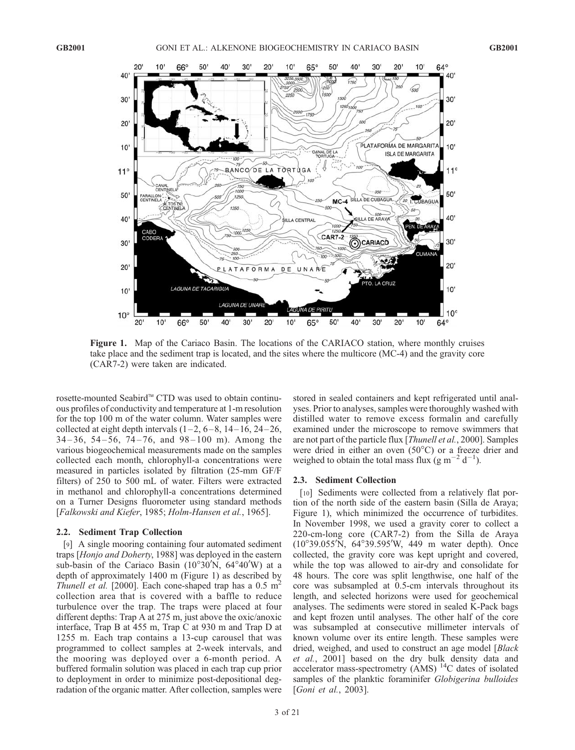**Figure 1.** Map of the Cariaco Basin. The locations of the CARIACO station, where monthly cruises take place and the sediment trap is located, and the sites where the multicore (MC-4) and the gravity core (CAR7-2) were taken are indicated.

rosette-mounted Seabird™ CTD was used to obtain continuous profiles of conductivity and temperature at 1-m resolution for the top 100 m of the water column. Water samples were collected at eight depth intervals (1–2, 6–8, 14–16, 24–26, 34–36, 54–56, 74–76, and 98–100 m). Among the various biogeochemical measurements made on the samples collected each month, chlorophyll-a concentrations were measured in particles isolated by filtration (25-mm GF/F filters) of 250 to 500 mL of water. Filters were extracted in methanol and chlorophyll-a concentrations determined on a Turner Designs fluorometer using standard methods [*Falkowski and Kiefer*, 1985; *Holm-Hansen et al.*, 1965].

### 2.2. Sediment Trap Collection

[9] A single mooring containing four automated sediment traps [*Honjo and Doherty*, 1988] was deployed in the eastern sub-basin of the Cariaco Basin (10°30′N, 64°40′W) at a depth of approximately 1400 m (Figure 1) as described by *Thunell et al.* [2000]. Each cone-shaped trap has a 0.5 $m^2$ collection area that is covered with a baffle to reduce turbulence over the trap. The traps were placed at four different depths: Trap A at 275 m, just above the oxic/anoxic interface, Trap B at 455 m, Trap C at 930 m and Trap D at 1255 m. Each trap contains a 13-cup carousel that was programmed to collect samples at 2-week intervals, and the mooring was deployed over a 6-month period. A buffered formalin solution was placed in each trap cup prior to deployment in order to minimize post-depositional degradation of the organic matter. After collection, samples were stored in sealed containers and kept refrigerated until analyses. Prior to analyses, samples were thoroughly washed with distilled water to remove excess formalin and carefully examined under the microscope to remove swimmers that are not part of the particle flux [*Thunell et al.*, 2000]. Samples were dried in either an oven (50°C) or a freeze drier and weighed to obtain the total mass flux (g $m^{-2}$ $d^{-1}$).

### 2.3. Sediment Collection

[10] Sediments were collected from a relatively flat portion of the north side of the eastern basin (Silla de Araya; Figure 1), which minimized the occurrence of turbidites. In November 1998, we used a gravity corer to collect a 220-cm-long core (CAR7-2) from the Silla de Araya (10°39.055′N, 64°39.595′W, 449 m water depth). Once collected, the gravity core was kept upright and covered, while the top was allowed to air-dry and consolidate for 48 hours. The core was split lengthwise, one half of the core was subsampled at 0.5-cm intervals throughout its length, and selected horizons were used for geochemical analyses. The sediments were stored in sealed K-Pack bags and kept frozen until analyses. The other half of the core was subsampled at consecutive millimeter intervals of known volume over its entire length. These samples were dried, weighed, and used to construct an age model [*Black et al.*, 2001] based on the dry bulk density data and accelerator mass-spectrometry (AMS) $^{14}C$ dates of isolated samples of the planktic foraminifer *Globigerina bulloides* [*Goni et al.*, 2003].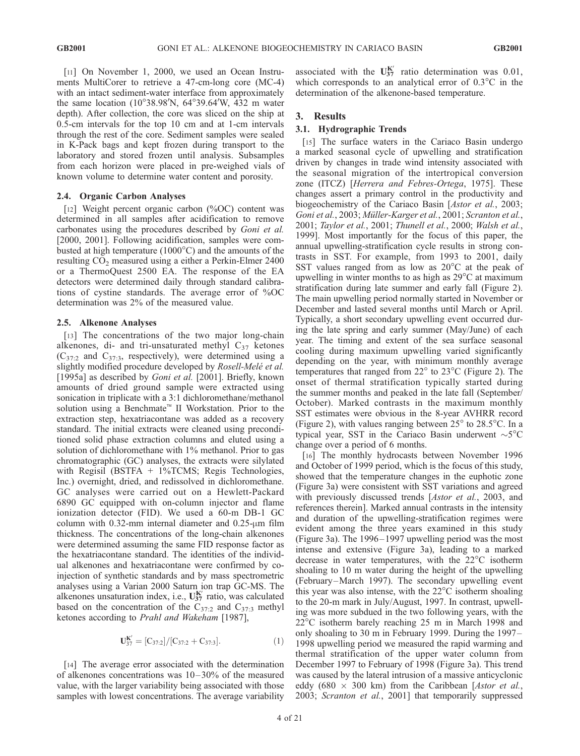[11] On November 1, 2000, we used an Ocean Instruments MultiCorer to retrieve a 47-cm-long core (MC-4) with an intact sediment-water interface from approximately the same location (10°38.98′N, 64°39.64′W, 432 m water depth). After collection, the core was sliced on the ship at 0.5-cm intervals for the top 10 cm and at 1-cm intervals through the rest of the core. Sediment samples were sealed in K-Pack bags and kept frozen during transport to the laboratory and stored frozen until analysis. Subsamples from each horizon were placed in pre-weighed vials of known volume to determine water content and porosity.

### 2.4. Organic Carbon Analyses

[12] Weight percent organic carbon (%OC) content was determined in all samples after acidification to remove carbonates using the procedures described by *Goni et al.* [2000, 2001]. Following acidification, samples were combusted at high temperature (1000°C) and the amounts of the resulting $CO_2$ measured using a either a Perkin-Elmer 2400 or a ThermoQuest 2500 EA. The response of the EA detectors were determined daily through standard calibrations of cystine standards. The average error of %OC determination was 2% of the measured value.

### 2.5. Alkenone Analyses

[13] The concentrations of the two major long-chain alkenones, di- and tri-unsaturated methyl $C_{37}$ ketones ($C_{37:2}$ and $C_{37:3}$, respectively), were determined using a slightly modified procedure developed by *Rosell-Melé et al.* [1995a] as described by *Goni et al.* [2001]. Briefly, known amounts of dried ground sample were extracted using sonication in triplicate with a 3:1 dichloromethane/methanol solution using a Benchmate™ II Workstation. Prior to the extraction step, hexatriacontane was added as a recovery standard. The initial extracts were cleaned using preconditioned solid phase extraction columns and eluted using a solution of dichloromethane with 1% methanol. Prior to gas chromatographic (GC) analyses, the extracts were silylated with Regisil (BSTFA + 1%TCMS; Regis Technologies, Inc.) overnight, dried, and redissolved in dichloromethane. GC analyses were carried out on a Hewlett-Packard 6890 GC equipped with on-column injector and flame ionization detector (FID). We used a 60-m DB-1 GC column with 0.32-mm internal diameter and 0.25-μm film thickness. The concentrations of the long-chain alkenones were determined assuming the same FID response factor as the hexatriacontane standard. The identities of the individual alkenones and hexatriacontane were confirmed by co-injection of synthetic standards and by mass spectrometric analyses using a Varian 2000 Saturn ion trap GC-MS. The alkenones unsaturation index, i.e., $U_{37}^{K'}$ ratio, was calculated based on the concentration of the $C_{37:2}$ and $C_{37:3}$ methyl ketones according to *Prahl and Wakeham* [1987],

$$U_{37}^{K'} = [C_{37:2}]/[C_{37:2} + C_{37:3}]. \quad (1)$$

[14] The average error associated with the determination of alkenones concentrations was 10–30% of the measured value, with the larger variability being associated with those samples with lowest concentrations. The average variability associated with the $U_{37}^{K'}$ ratio determination was 0.01, which corresponds to an analytical error of 0.3°C in the determination of the alkenone-based temperature.

## 3. Results

### 3.1. Hydrographic Trends

[15] The surface waters in the Cariaco Basin undergo a marked seasonal cycle of upwelling and stratification driven by changes in trade wind intensity associated with the seasonal migration of the intertropical convection zone (ITCZ) [*Herrera and Febres-Ortega*, 1975]. These changes assert a primary control in the productivity and biogeochemistry of the Cariaco Basin [*Astor et al.*, 2003; *Goni et al.*, 2003; *Müller-Karger et al.*, 2001; *Scranton et al.*, 2001; *Taylor et al.*, 2001; *Thunell et al.*, 2000; *Walsh et al.*, 1999]. Most importantly for the focus of this paper, the annual upwelling-stratification cycle results in strong contrasts in SST. For example, from 1993 to 2001, daily SST values ranged from as low as 20°C at the peak of upwelling in winter months to as high as 29°C at maximum stratification during late summer and early fall (Figure 2). The main upwelling period normally started in November or December and lasted several months until March or April. Typically, a short secondary upwelling event occurred during the late spring and early summer (May/June) of each year. The timing and extent of the sea surface seasonal cooling during maximum upwelling varied significantly depending on the year, with minimum monthly average temperatures that ranged from 22° to 23°C (Figure 2). The onset of thermal stratification typically started during the summer months and peaked in the late fall (September/October). Marked contrasts in the maximum monthly SST estimates were obvious in the 8-year AVHRR record (Figure 2), with values ranging between 25° to 28.5°C. In a typical year, SST in the Cariaco Basin underwent ~5°C change over a period of 6 months.

[16] The monthly hydrocasts between November 1996 and October of 1999 period, which is the focus of this study, showed that the temperature changes in the euphotic zone (Figure 3a) were consistent with SST variations and agreed with previously discussed trends [*Astor et al.*, 2003, and references therein]. Marked annual contrasts in the intensity and duration of the upwelling-stratification regimes were evident among the three years examined in this study (Figure 3a). The 1996–1997 upwelling period was the most intense and extensive (Figure 3a), leading to a marked decrease in water temperatures, with the 22°C isotherm shoaling to 10 m water during the height of the upwelling (February–March 1997). The secondary upwelling event this year was also intense, with the 22°C isotherm shoaling to the 20-m mark in July/August, 1997. In contrast, upwelling was more subdued in the two following years, with the 22°C isotherm barely reaching 25 m in March 1998 and only shoaling to 30 m in February 1999. During the 1997–1998 upwelling period we measured the rapid warming and thermal stratification of the upper water column from December 1997 to February of 1998 (Figure 3a). This trend was caused by the lateral intrusion of a massive anticyclonic eddy (680 × 300 km) from the Caribbean [*Astor et al.*, 2003; *Scranton et al.*, 2001] that temporarily suppressed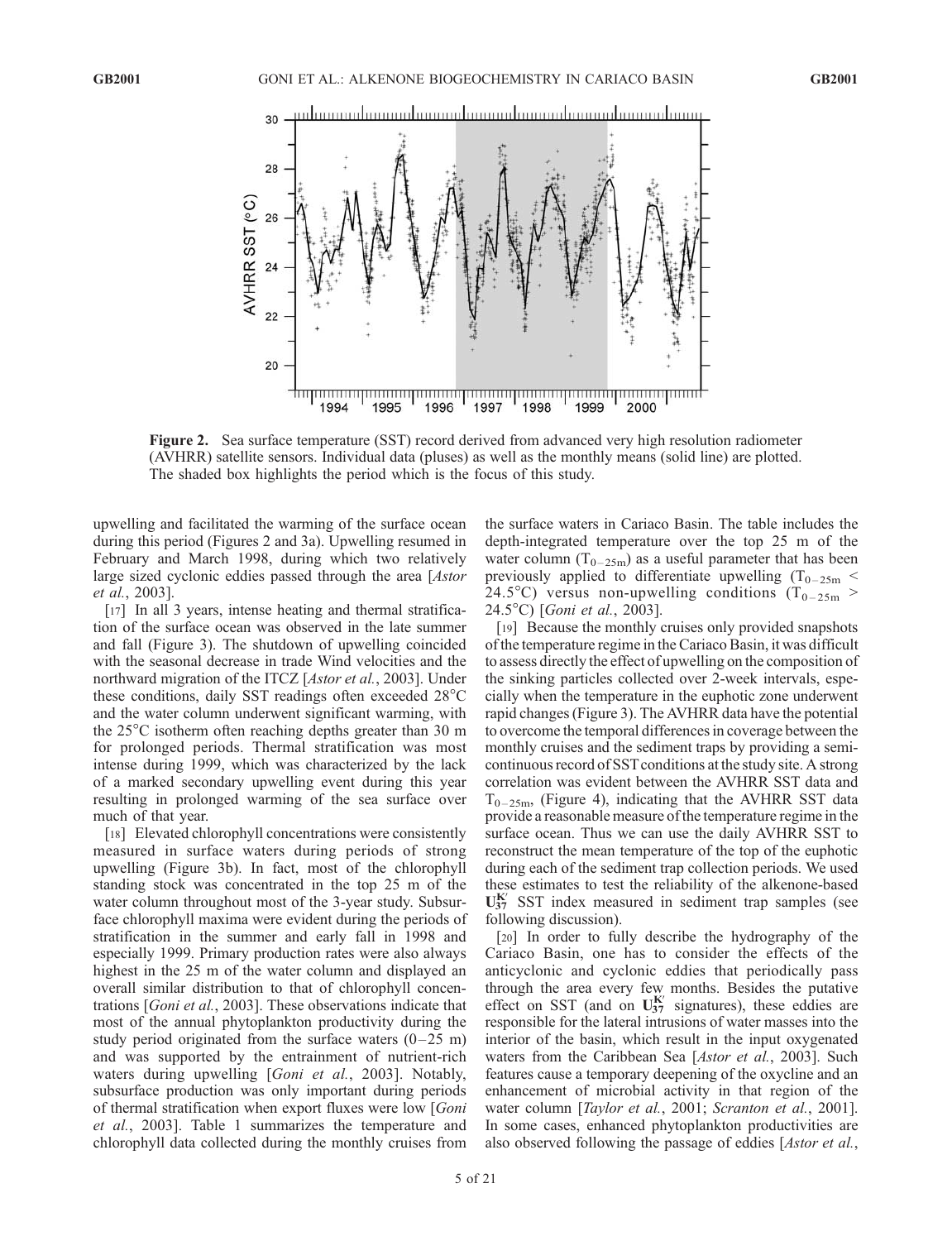**Figure 2.** Sea surface temperature (SST) record derived from advanced very high resolution radiometer (AVHRR) satellite sensors. Individual data (pluses) as well as the monthly means (solid line) are plotted. The shaded box highlights the period which is the focus of this study.

upwelling and facilitated the warming of the surface ocean during this period (Figures 2 and 3a). Upwelling resumed in February and March 1998, during which two relatively large sized cyclonic eddies passed through the area [*Astor et al.*, 2003].

[17] In all 3 years, intense heating and thermal stratification of the surface ocean was observed in the late summer and fall (Figure 3). The shutdown of upwelling coincided with the seasonal decrease in trade Wind velocities and the northward migration of the ITCZ [*Astor et al.*, 2003]. Under these conditions, daily SST readings often exceeded 28°C and the water column underwent significant warming, with the 25°C isotherm often reaching depths greater than 30 m for prolonged periods. Thermal stratification was most intense during 1999, which was characterized by the lack of a marked secondary upwelling event during this year resulting in prolonged warming of the sea surface over much of that year.

[18] Elevated chlorophyll concentrations were consistently measured in surface waters during periods of strong upwelling (Figure 3b). In fact, most of the chlorophyll standing stock was concentrated in the top 25 m of the water column throughout most of the 3-year study. Subsurface chlorophyll maxima were evident during the periods of stratification in the summer and early fall in 1998 and especially 1999. Primary production rates were also always highest in the 25 m of the water column and displayed an overall similar distribution to that of chlorophyll concentrations [*Goni et al.*, 2003]. These observations indicate that most of the annual phytoplankton productivity during the study period originated from the surface waters (0–25 m) and was supported by the entrainment of nutrient-rich waters during upwelling [*Goni et al.*, 2003]. Notably, subsurface production was only important during periods of thermal stratification when export fluxes were low [*Goni et al.*, 2003]. Table 1 summarizes the temperature and chlorophyll data collected during the monthly cruises from the surface waters in Cariaco Basin. The table includes the depth-integrated temperature over the top 25 m of the water column ($T_{0-25m}$) as a useful parameter that has been previously applied to differentiate upwelling ($T_{0-25m}$ < 24.5°C) versus non-upwelling conditions ($T_{0-25m}$ > 24.5°C) [*Goni et al.*, 2003].

[19] Because the monthly cruises only provided snapshots of the temperature regime in the Cariaco Basin, it was difficult to assess directly the effect of upwelling on the composition of the sinking particles collected over 2-week intervals, especially when the temperature in the euphotic zone underwent rapid changes (Figure 3). The AVHRR data have the potential to overcome the temporal differences in coverage between the monthly cruises and the sediment traps by providing a semi-continuous record of SST conditions at the study site. A strong correlation was evident between the AVHRR SST data and $T_{0-25m}$, (Figure 4), indicating that the AVHRR SST data provide a reasonable measure of the temperature regime in the surface ocean. Thus we can use the daily AVHRR SST to reconstruct the mean temperature of the top of the euphotic during each of the sediment trap collection periods. We used these estimates to test the reliability of the alkenone-based $U^{K'}_{37}$ SST index measured in sediment trap samples (see following discussion).

[20] In order to fully describe the hydrography of the Cariaco Basin, one has to consider the effects of the anticyclonic and cyclonic eddies that periodically pass through the area every few months. Besides the putative effect on SST (and on $U^{K'}_{37}$ signatures), these eddies are responsible for the lateral intrusions of water masses into the interior of the basin, which result in the input oxygenated waters from the Caribbean Sea [*Astor et al.*, 2003]. Such features cause a temporary deepening of the oxycline and an enhancement of microbial activity in that region of the water column [*Taylor et al.*, 2001; *Scranton et al.*, 2001]. In some cases, enhanced phytoplankton productivities are also observed following the passage of eddies [*Astor et al.*,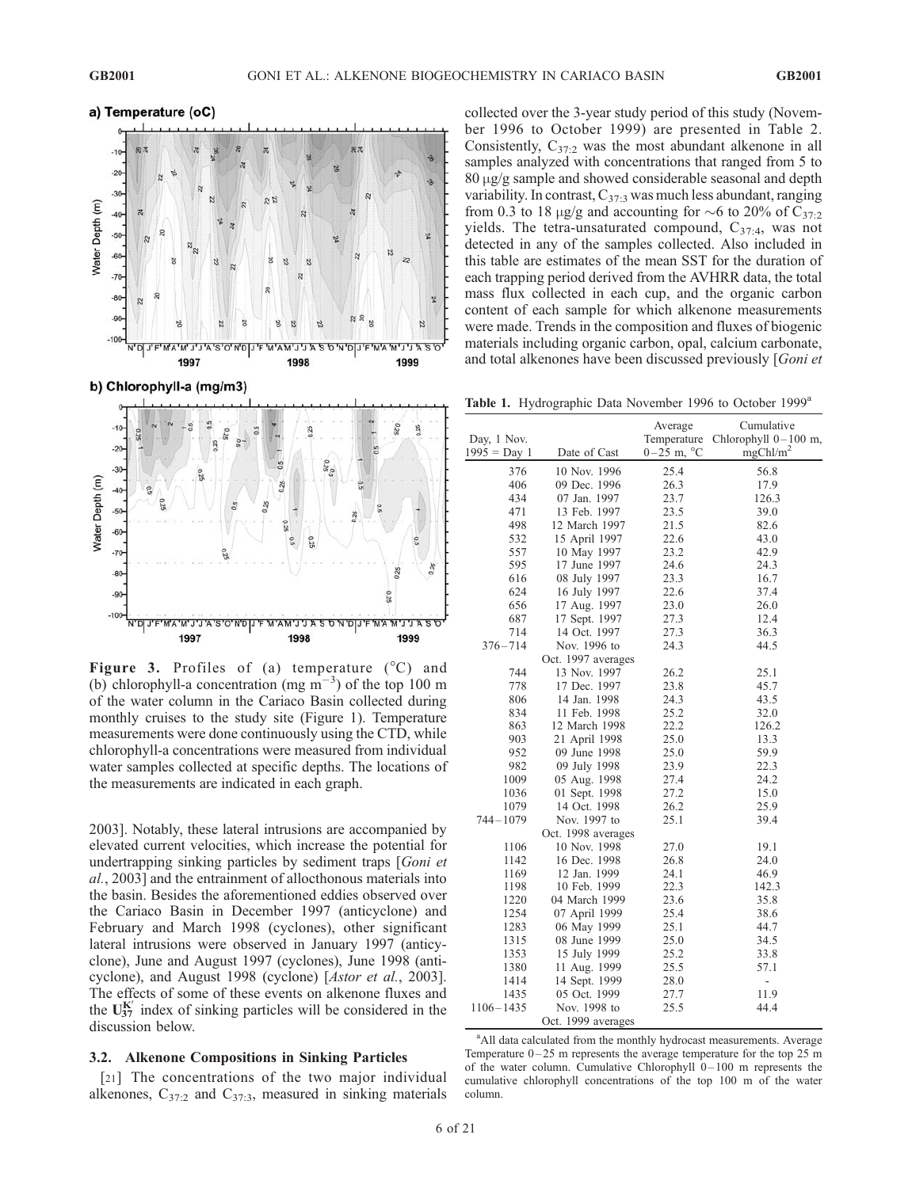Figure 3. Profiles of (a) temperature (°C) and (b) chlorophyll-a concentration (mg $m^{-3}$) of the top 100 m of the water column in the Cariaco Basin collected during monthly cruises to the study site (Figure 1). Temperature measurements were done continuously using the CTD, while chlorophyll-a concentrations were measured from individual water samples collected at specific depths. The locations of the measurements are indicated in each graph.

2003]. Notably, these lateral intrusions are accompanied by elevated current velocities, which increase the potential for undertrapping sinking particles by sediment traps [*Goni et al.*, 2003] and the entrainment of allocthonous materials into the basin. Besides the aforementioned eddies observed over the Cariaco Basin in December 1997 (anticyclone) and February and March 1998 (cyclones), other significant lateral intrusions were observed in January 1997 (anticyclone), June and August 1997 (cyclones), June 1998 (anticyclone), and August 1998 (cyclone) [*Astor et al.*, 2003]. The effects of some of these events on alkenone fluxes and the $U_{37}^{K'}$ index of sinking particles will be considered in the discussion below.

### 3.2. Alkenone Compositions in Sinking Particles

[21] The concentrations of the two major individual alkenones, $C_{37:2}$ and $C_{37:3}$, measured in sinking materials collected over the 3-year study period of this study (November 1996 to October 1999) are presented in Table 2. Consistently, $C_{37:2}$ was the most abundant alkenone in all samples analyzed with concentrations that ranged from 5 to 80 μg/g sample and showed considerable seasonal and depth variability. In contrast, $C_{37:3}$ was much less abundant, ranging from 0.3 to 18 μg/g and accounting for ~6 to 20% of $C_{37:2}$ yields. The tetra-unsaturated compound, $C_{37:4}$, was not detected in any of the samples collected. Also included in this table are estimates of the mean SST for the duration of each trapping period derived from the AVHRR data, the total mass flux collected in each cup, and the organic carbon content of each sample for which alkenone measurements were made. Trends in the composition and fluxes of biogenic materials including organic carbon, opal, calcium carbonate, and total alkenones have been discussed previously [*Goni et*

**Table 1.** Hydrographic Data November 1996 to October 1999[a]

| Day, 1 Nov. 1995 = Day 1 | Date of Cast | Average Temperature 0–25 m, °C | Cumulative Chlorophyll 0–100 m, mgChl/m$^2$ |
|---|---|---|---|
| 376 | 10 Nov. 1996 | 25.4 | 56.8 |
| 406 | 09 Dec. 1996 | 26.3 | 17.9 |
| 434 | 07 Jan. 1997 | 23.7 | 126.3 |
| 471 | 13 Feb. 1997 | 23.5 | 39.0 |
| 498 | 12 March 1997 | 21.5 | 82.6 |
| 532 | 15 April 1997 | 22.6 | 43.0 |
| 557 | 10 May 1997 | 23.2 | 42.9 |
| 595 | 17 June 1997 | 24.6 | 24.3 |
| 616 | 08 July 1997 | 23.3 | 16.7 |
| 624 | 16 July 1997 | 22.6 | 37.4 |
| 656 | 17 Aug. 1997 | 23.0 | 26.0 |
| 687 | 17 Sept. 1997 | 27.3 | 12.4 |
| 714 | 14 Oct. 1997 | 27.3 | 36.3 |
| 376–714 | Nov. 1996 to Oct. 1997 averages | 24.3 | 44.5 |
| 744 | 13 Nov. 1997 | 26.2 | 25.1 |
| 778 | 17 Dec. 1997 | 23.8 | 45.7 |
| 806 | 14 Jan. 1998 | 24.3 | 43.5 |
| 834 | 11 Feb. 1998 | 25.2 | 32.0 |
| 863 | 12 March 1998 | 22.2 | 126.2 |
| 903 | 21 April 1998 | 25.0 | 13.3 |
| 952 | 09 June 1998 | 25.0 | 59.9 |
| 982 | 09 July 1998 | 23.9 | 22.3 |
| 1009 | 05 Aug. 1998 | 27.4 | 24.2 |
| 1036 | 01 Sept. 1998 | 27.2 | 15.0 |
| 1079 | 14 Oct. 1998 | 26.2 | 25.9 |
| 744–1079 | Nov. 1997 to Oct. 1998 averages | 25.1 | 39.4 |
| 1106 | 10 Nov. 1998 | 27.0 | 19.1 |
| 1142 | 16 Dec. 1998 | 26.8 | 24.0 |
| 1169 | 12 Jan. 1999 | 24.1 | 46.9 |
| 1198 | 10 Feb. 1999 | 22.3 | 142.3 |
| 1220 | 04 March 1999 | 23.6 | 35.8 |
| 1254 | 07 April 1999 | 25.4 | 38.6 |
| 1283 | 06 May 1999 | 25.1 | 44.7 |
| 1315 | 08 June 1999 | 25.0 | 34.5 |
| 1353 | 15 July 1999 | 25.2 | 33.8 |
| 1380 | 11 Aug. 1999 | 25.5 | 57.1 |
| 1414 | 14 Sept. 1999 | 28.0 | - |
| 1435 | 05 Oct. 1999 | 27.7 | 11.9 |
| 1106–1435 | Nov. 1998 to Oct. 1999 averages | 25.5 | 44.4 |

[a]All data calculated from the monthly hydrocast measurements. Average Temperature 0–25 m represents the average temperature for the top 25 m of the water column. Cumulative Chlorophyll 0–100 m represents the cumulative chlorophyll concentrations of the top 100 m of the water column.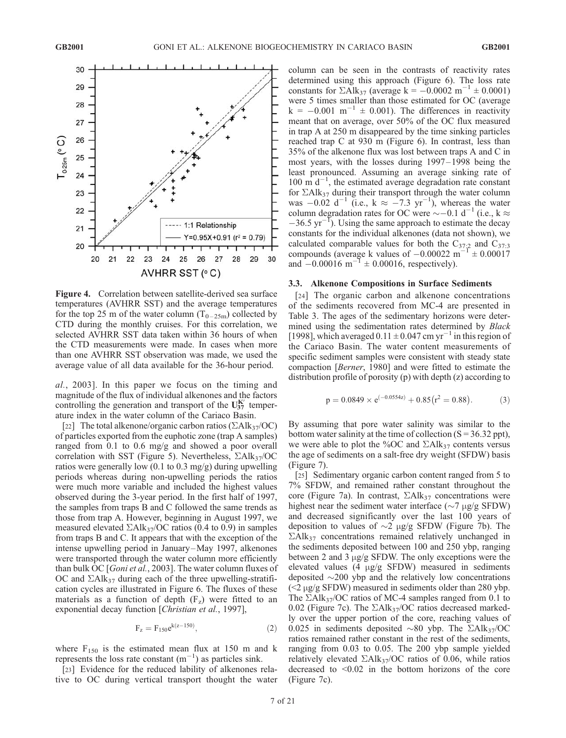**Figure 4.** Correlation between satellite-derived sea surface temperatures (AVHRR SST) and the average temperatures for the top 25 m of the water column ($T_{0-25m}$) collected by CTD during the monthly cruises. For this correlation, we selected AVHRR SST data taken within 36 hours of when the CTD measurements were made. In cases when more than one AVHRR SST observation was made, we used the average value of all data available for the 36-hour period.

*al.*, 2003]. In this paper we focus on the timing and magnitude of the flux of individual alkenones and the factors controlling the generation and transport of the $U_{37}^{K'}$ temperature index in the water column of the Cariaco Basin.

[22] The total alkenone/organic carbon ratios ($\Sigma Alk_{37}$/OC) of particles exported from the euphotic zone (trap A samples) ranged from 0.1 to 0.6 mg/g and showed a poor overall correlation with SST (Figure 5). Nevertheless, $\Sigma Alk_{37}$/OC ratios were generally low (0.1 to 0.3 mg/g) during upwelling periods whereas during non-upwelling periods the ratios were much more variable and included the highest values observed during the 3-year period. In the first half of 1997, the samples from traps B and C followed the same trends as those from trap A. However, beginning in August 1997, we measured elevated $\Sigma Alk_{37}$/OC ratios (0.4 to 0.9) in samples from traps B and C. It appears that with the exception of the intense upwelling period in January–May 1997, alkenones were transported through the water column more efficiently than bulk OC [*Goni et al.*, 2003]. The water column fluxes of OC and $\Sigma Alk_{37}$ during each of the three upwelling-stratification cycles are illustrated in Figure 6. The fluxes of these materials as a function of depth ($F_z$) were fitted to an exponential decay function [*Christian et al.*, 1997],

$$F_z = F_{150}e^{k(z-150)}, \qquad (2)$$

where $F_{150}$ is the estimated mean flux at 150 m and k represents the loss rate constant ($m^{-1}$) as particles sink.

[23] Evidence for the reduced lability of alkenones relative to OC during vertical transport thought the water column can be seen in the contrasts of reactivity rates determined using this approach (Figure 6). The loss rate constants for $\Sigma Alk_{37}$ (average k = $-0.0002$ $m^{-1}$ $\pm$ 0.0001) were 5 times smaller than those estimated for OC (average k = $-0.001$ $m^{-1}$ $\pm$ 0.001). The differences in reactivity meant that on average, over 50% of the OC flux measured in trap A at 250 m disappeared by the time sinking particles reached trap C at 930 m (Figure 6). In contrast, less than 35% of the alkenone flux was lost between traps A and C in most years, with the losses during 1997–1998 being the least pronounced. Assuming an average sinking rate of 100 m $d^{-1}$, the estimated average degradation rate constant for $\Sigma Alk_{37}$ during their transport through the water column was $-0.02$ $d^{-1}$ (i.e., k $\approx$ $-7.3$ $yr^{-1}$), whereas the water column degradation rates for OC were $\sim -0.1$ $d^{-1}$ (i.e., k $\approx$ $-36.5$ $yr^{-1}$). Using the same approach to estimate the decay constants for the individual alkenones (data not shown), we calculated comparable values for both the $C_{37:2}$ and $C_{37:3}$ compounds (average k values of $-0.00022$ $m^{-1}$ $\pm$ 0.00017 and $-0.00016$ $m^{-1}$ $\pm$ 0.00016, respectively).

### 3.3. Alkenone Compositions in Surface Sediments

[24] The organic carbon and alkenone concentrations of the sediments recovered from MC-4 are presented in Table 3. The ages of the sedimentary horizons were determined using the sedimentation rates determined by *Black* [1998], which averaged 0.11 $\pm$ 0.047 cm $yr^{-1}$ in this region of the Cariaco Basin. The water content measurements of specific sediment samples were consistent with steady state compaction [*Berner*, 1980] and were fitted to estimate the distribution profile of porosity (p) with depth (z) according to

$$p = 0.0849 \times e^{(-0.0554z)} + 0.85 \left(r^2 = 0.88\right). \qquad (3)$$

By assuming that pore water salinity was similar to the bottom water salinity at the time of collection (S = 36.32 ppt), we were able to plot the %OC and $\Sigma Alk_{37}$ contents versus the age of sediments on a salt-free dry weight (SFDW) basis (Figure 7).

[25] Sedimentary organic carbon content ranged from 5 to 7% SFDW, and remained rather constant throughout the core (Figure 7a). In contrast, $\Sigma Alk_{37}$ concentrations were highest near the sediment water interface ($\sim$7 μg/g SFDW) and decreased significantly over the last 100 years of deposition to values of $\sim$2 μg/g SFDW (Figure 7b). The $\Sigma Alk_{37}$ concentrations remained relatively unchanged in the sediments deposited between 100 and 250 ybp, ranging between 2 and 3 μg/g SFDW. The only exceptions were the elevated values (4 μg/g SFDW) measured in sediments deposited $\sim$200 ybp and the relatively low concentrations (<2 μg/g SFDW) measured in sediments older than 280 ybp. The $\Sigma Alk_{37}$/OC ratios of MC-4 samples ranged from 0.1 to 0.02 (Figure 7c). The $\Sigma Alk_{37}$/OC ratios decreased markedly over the upper portion of the core, reaching values of 0.025 in sediments deposited $\sim$80 ybp. The $\Sigma Alk_{37}$/OC ratios remained rather constant in the rest of the sediments, ranging from 0.03 to 0.05. The 200 ybp sample yielded relatively elevated $\Sigma Alk_{37}$/OC ratios of 0.06, while ratios decreased to <0.02 in the bottom horizons of the core (Figure 7c).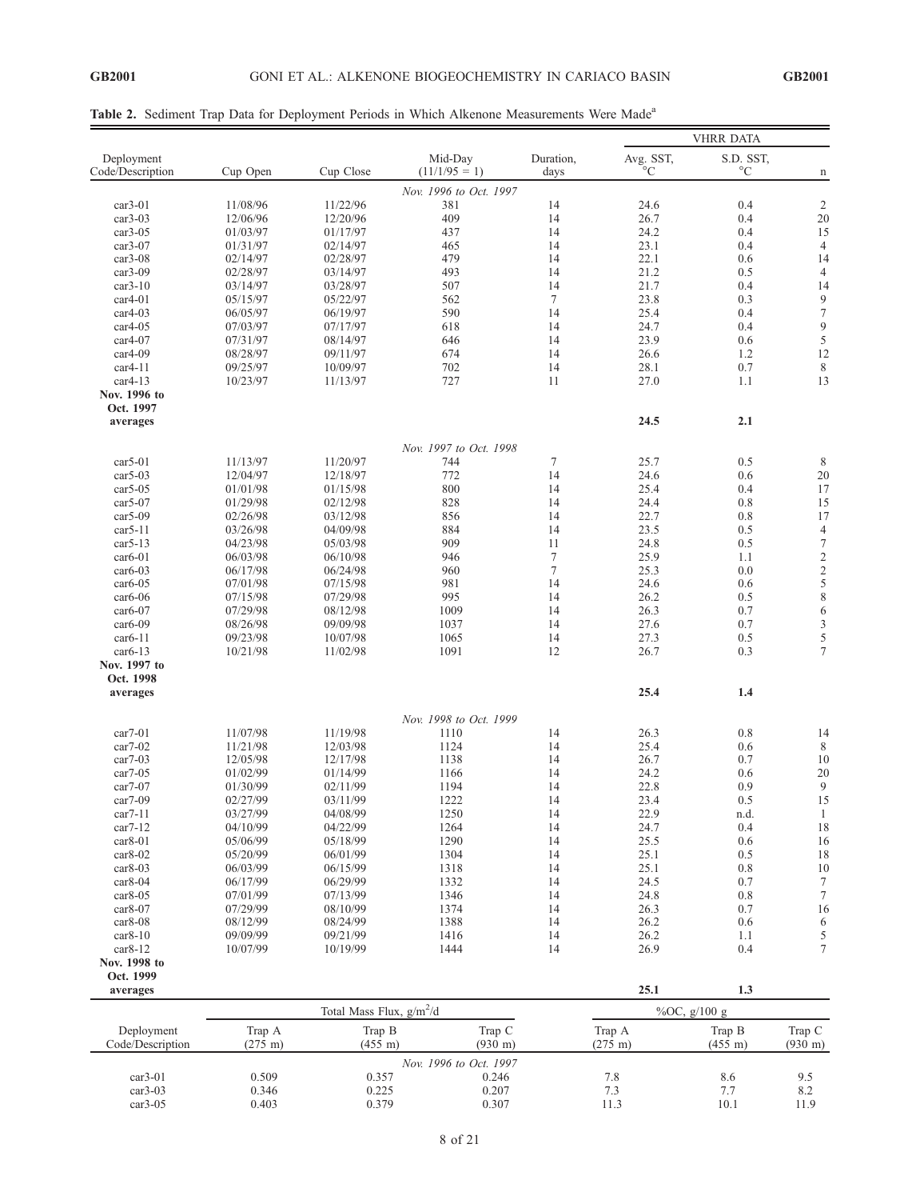**Table 2.** Sediment Trap Data for Deployment Periods in Which Alkenone Measurements Were Made[a]

| Deployment Code/Description | Cup Open | Cup Close | Mid-Day (11/1/95 = 1) | Duration, days | VHRR DATA Avg. SST, °C | S.D. SST, °C | n |
|---|---|---|---|---|---|---|---|
| | | | *Nov. 1996 to Oct. 1997* | | | | |
| car3-01 | 11/08/96 | 11/22/96 | 381 | 14 | 24.6 | 0.4 | 2 |
| car3-03 | 12/06/96 | 12/20/96 | 409 | 14 | 26.7 | 0.4 | 20 |
| car3-05 | 01/03/97 | 01/17/97 | 437 | 14 | 24.2 | 0.4 | 15 |
| car3-07 | 01/31/97 | 02/14/97 | 465 | 14 | 23.1 | 0.4 | 4 |
| car3-08 | 02/14/97 | 02/28/97 | 479 | 14 | 22.1 | 0.6 | 14 |
| car3-09 | 02/28/97 | 03/14/97 | 493 | 14 | 21.2 | 0.5 | 4 |
| car3-10 | 03/14/97 | 03/28/97 | 507 | 14 | 21.7 | 0.4 | 14 |
| car4-01 | 05/15/97 | 05/22/97 | 562 | 7 | 23.8 | 0.3 | 9 |
| car4-03 | 06/05/97 | 06/19/97 | 590 | 14 | 25.4 | 0.4 | 7 |
| car4-05 | 07/03/97 | 07/17/97 | 618 | 14 | 24.7 | 0.4 | 9 |
| car4-07 | 07/31/97 | 08/14/97 | 646 | 14 | 23.9 | 0.6 | 5 |
| car4-09 | 08/28/97 | 09/11/97 | 674 | 14 | 26.6 | 1.2 | 12 |
| car4-11 | 09/25/97 | 10/09/97 | 702 | 14 | 28.1 | 0.7 | 8 |
| car4-13 | 10/23/97 | 11/13/97 | 727 | 11 | 27.0 | 1.1 | 13 |
| **Nov. 1996 to Oct. 1997 averages** | | | | | **24.5** | **2.1** | |
| | | | *Nov. 1997 to Oct. 1998* | | | | |
| car5-01 | 11/13/97 | 11/20/97 | 744 | 7 | 25.7 | 0.5 | 8 |
| car5-03 | 12/04/97 | 12/18/97 | 772 | 14 | 24.6 | 0.6 | 20 |
| car5-05 | 01/01/98 | 01/15/98 | 800 | 14 | 25.4 | 0.4 | 17 |
| car5-07 | 01/29/98 | 02/12/98 | 828 | 14 | 24.4 | 0.8 | 15 |
| car5-09 | 02/26/98 | 03/12/98 | 856 | 14 | 22.7 | 0.8 | 17 |
| car5-11 | 03/26/98 | 04/09/98 | 884 | 14 | 23.5 | 0.5 | 4 |
| car5-13 | 04/23/98 | 05/03/98 | 909 | 11 | 24.8 | 0.5 | 7 |
| car6-01 | 06/03/98 | 06/10/98 | 946 | 7 | 25.9 | 1.1 | 2 |
| car6-03 | 06/17/98 | 06/24/98 | 960 | 7 | 25.3 | 0.0 | 2 |
| car6-05 | 07/01/98 | 07/15/98 | 981 | 14 | 24.6 | 0.6 | 5 |
| car6-06 | 07/15/98 | 07/29/98 | 995 | 14 | 26.2 | 0.5 | 8 |
| car6-07 | 07/29/98 | 08/12/98 | 1009 | 14 | 26.3 | 0.7 | 6 |
| car6-09 | 08/26/98 | 09/09/98 | 1037 | 14 | 27.6 | 0.7 | 3 |
| car6-11 | 09/23/98 | 10/07/98 | 1065 | 14 | 27.3 | 0.5 | 5 |
| car6-13 | 10/21/98 | 11/02/98 | 1091 | 12 | 26.7 | 0.3 | 7 |
| **Nov. 1997 to Oct. 1998 averages** | | | | | **25.4** | **1.4** | |
| | | | *Nov. 1998 to Oct. 1999* | | | | |
| car7-01 | 11/07/98 | 11/19/98 | 1110 | 14 | 26.3 | 0.8 | 14 |
| car7-02 | 11/21/98 | 12/03/98 | 1124 | 14 | 25.4 | 0.6 | 8 |
| car7-03 | 12/05/98 | 12/17/98 | 1138 | 14 | 26.7 | 0.7 | 10 |
| car7-05 | 01/02/99 | 01/14/99 | 1166 | 14 | 24.2 | 0.6 | 20 |
| car7-07 | 01/30/99 | 02/11/99 | 1194 | 14 | 22.8 | 0.9 | 9 |
| car7-09 | 02/27/99 | 03/11/99 | 1222 | 14 | 23.4 | 0.5 | 15 |
| car7-11 | 03/27/99 | 04/08/99 | 1250 | 14 | 22.9 | n.d. | 1 |
| car7-12 | 04/10/99 | 04/22/99 | 1264 | 14 | 24.7 | 0.4 | 18 |
| car8-01 | 05/06/99 | 05/18/99 | 1290 | 14 | 25.5 | 0.6 | 16 |
| car8-02 | 05/20/99 | 06/01/99 | 1304 | 14 | 25.1 | 0.5 | 18 |
| car8-03 | 06/03/99 | 06/15/99 | 1318 | 14 | 25.1 | 0.8 | 10 |
| car8-04 | 06/17/99 | 06/29/99 | 1332 | 14 | 24.5 | 0.7 | 7 |
| car8-05 | 07/01/99 | 07/13/99 | 1346 | 14 | 24.8 | 0.8 | 7 |
| car8-07 | 07/29/99 | 08/10/99 | 1374 | 14 | 26.3 | 0.7 | 16 |
| car8-08 | 08/12/99 | 08/24/99 | 1388 | 14 | 26.2 | 0.6 | 6 |
| car8-10 | 09/09/99 | 09/21/99 | 1416 | 14 | 26.2 | 1.1 | 5 |
| car8-12 | 10/07/99 | 10/19/99 | 1444 | 14 | 26.9 | 0.4 | 7 |
| **Nov. 1998 to Oct. 1999 averages** | | | | | **25.1** | **1.3** | |

| Deployment Code/Description | Total Mass Flux, $g/m^2/d$ Trap A (275 m) | Trap B (455 m) | Trap C (930 m) | %OC, g/100 g Trap A (275 m) | Trap B (455 m) | Trap C (930 m) |
|---|---|---|---|---|---|---|
| | | *Nov. 1996 to Oct. 1997* | | | | |
| car3-01 | 0.509 | 0.357 | 0.246 | 7.8 | 8.6 | 9.5 |
| car3-03 | 0.346 | 0.225 | 0.207 | 7.3 | 7.7 | 8.2 |
| car3-05 | 0.403 | 0.379 | 0.307 | 11.3 | 10.1 | 11.9 |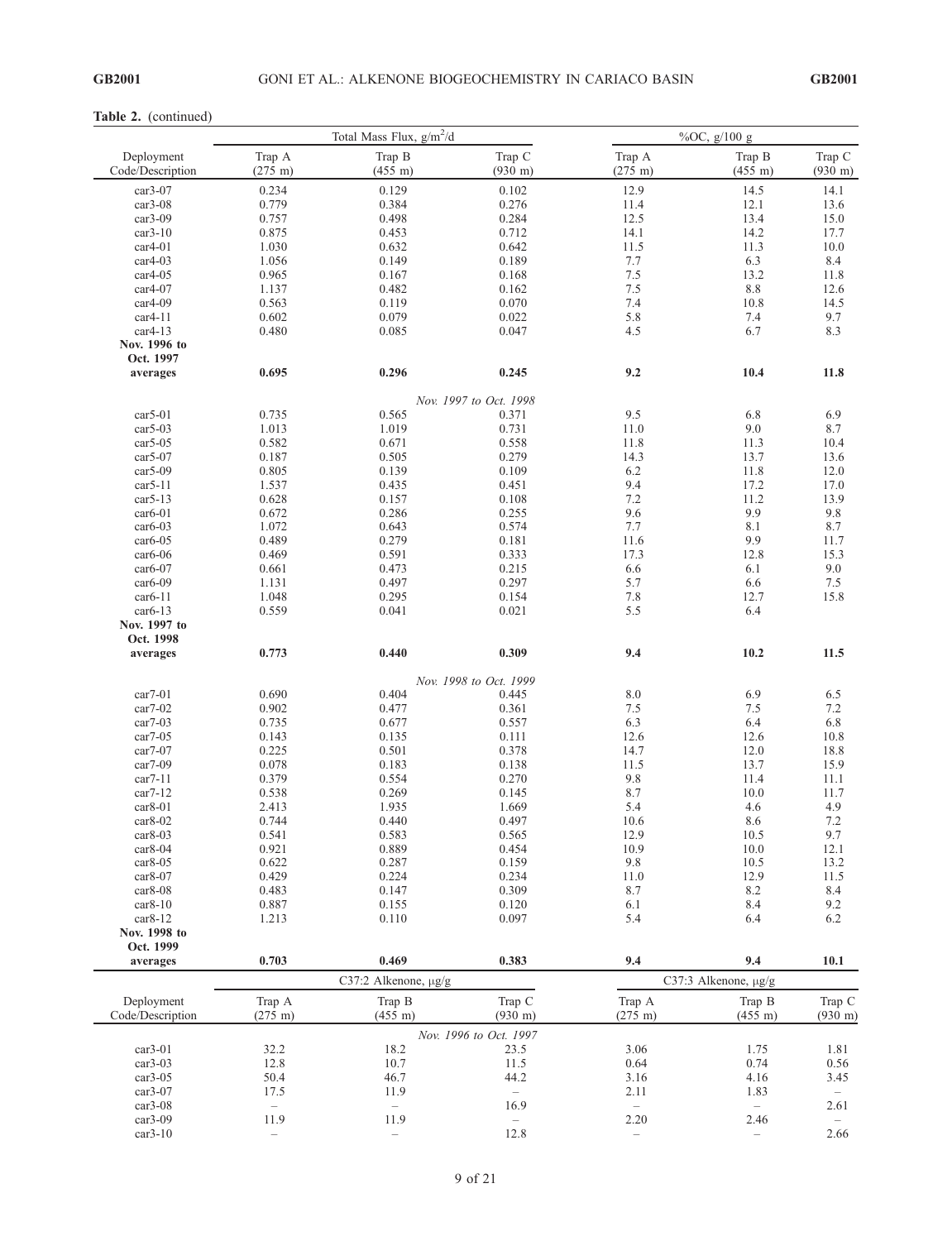**Table 2.** (continued)

| Deployment Code/Description | Total Mass Flux, $g/m^2/d$ Trap A (275 m) | Trap B (455 m) | Trap C (930 m) | %OC, g/100 g Trap A (275 m) | Trap B (455 m) | Trap C (930 m) |
|---|---|---|---|---|---|---|
| car3-07 | 0.234 | 0.129 | 0.102 | 12.9 | 14.5 | 14.1 |
| car3-08 | 0.779 | 0.384 | 0.276 | 11.4 | 12.1 | 13.6 |
| car3-09 | 0.757 | 0.498 | 0.284 | 12.5 | 13.4 | 15.0 |
| car3-10 | 0.875 | 0.453 | 0.712 | 14.1 | 14.2 | 17.7 |
| car4-01 | 1.030 | 0.632 | 0.642 | 11.5 | 11.3 | 10.0 |
| car4-03 | 1.056 | 0.149 | 0.189 | 7.7 | 6.3 | 8.4 |
| car4-05 | 0.965 | 0.167 | 0.168 | 7.5 | 13.2 | 11.8 |
| car4-07 | 1.137 | 0.482 | 0.162 | 7.5 | 8.8 | 12.6 |
| car4-09 | 0.563 | 0.119 | 0.070 | 7.4 | 10.8 | 14.5 |
| car4-11 | 0.602 | 0.079 | 0.022 | 5.8 | 7.4 | 9.7 |
| car4-13 | 0.480 | 0.085 | 0.047 | 4.5 | 6.7 | 8.3 |
| **Nov. 1996 to Oct. 1997 averages** | **0.695** | **0.296** | **0.245** | **9.2** | **10.4** | **11.8** |
| | | | *Nov. 1997 to Oct. 1998* | | | |
| car5-01 | 0.735 | 0.565 | 0.371 | 9.5 | 6.8 | 6.9 |
| car5-03 | 1.013 | 1.019 | 0.731 | 11.0 | 9.0 | 8.7 |
| car5-05 | 0.582 | 0.671 | 0.558 | 11.8 | 11.3 | 10.4 |
| car5-07 | 0.187 | 0.505 | 0.279 | 14.3 | 13.7 | 13.6 |
| car5-09 | 0.805 | 0.139 | 0.109 | 6.2 | 11.8 | 12.0 |
| car5-11 | 1.537 | 0.435 | 0.451 | 9.4 | 17.2 | 17.0 |
| car5-13 | 0.628 | 0.157 | 0.108 | 7.2 | 11.2 | 13.9 |
| car6-01 | 0.672 | 0.286 | 0.255 | 9.6 | 9.9 | 9.8 |
| car6-03 | 1.072 | 0.643 | 0.574 | 7.7 | 8.1 | 8.7 |
| car6-05 | 0.489 | 0.279 | 0.181 | 11.6 | 9.9 | 11.7 |
| car6-06 | 0.469 | 0.591 | 0.333 | 17.3 | 12.8 | 15.3 |
| car6-07 | 0.661 | 0.473 | 0.215 | 6.6 | 6.1 | 9.0 |
| car6-09 | 1.131 | 0.497 | 0.297 | 5.7 | 6.6 | 7.5 |
| car6-11 | 1.048 | 0.295 | 0.154 | 7.8 | 12.7 | 15.8 |
| car6-13 | 0.559 | 0.041 | 0.021 | 5.5 | 6.4 | |
| **Nov. 1997 to Oct. 1998 averages** | **0.773** | **0.440** | **0.309** | **9.4** | **10.2** | **11.5** |
| | | | *Nov. 1998 to Oct. 1999* | | | |
| car7-01 | 0.690 | 0.404 | 0.445 | 8.0 | 6.9 | 6.5 |
| car7-02 | 0.902 | 0.477 | 0.361 | 7.5 | 7.5 | 7.2 |
| car7-03 | 0.735 | 0.677 | 0.557 | 6.3 | 6.4 | 6.8 |
| car7-05 | 0.143 | 0.135 | 0.111 | 12.6 | 12.6 | 10.8 |
| car7-07 | 0.225 | 0.501 | 0.378 | 14.7 | 12.0 | 18.8 |
| car7-09 | 0.078 | 0.183 | 0.138 | 11.5 | 13.7 | 15.9 |
| car7-11 | 0.379 | 0.554 | 0.270 | 9.8 | 11.4 | 11.1 |
| car7-12 | 0.538 | 0.269 | 0.145 | 8.7 | 10.0 | 11.7 |
| car8-01 | 2.413 | 1.935 | 1.669 | 5.4 | 4.6 | 4.9 |
| car8-02 | 0.744 | 0.440 | 0.497 | 10.6 | 8.6 | 7.2 |
| car8-03 | 0.541 | 0.583 | 0.565 | 12.9 | 10.5 | 9.7 |
| car8-04 | 0.921 | 0.889 | 0.454 | 10.9 | 10.0 | 12.1 |
| car8-05 | 0.622 | 0.287 | 0.159 | 9.8 | 10.5 | 13.2 |
| car8-07 | 0.429 | 0.224 | 0.234 | 11.0 | 12.9 | 11.5 |
| car8-08 | 0.483 | 0.147 | 0.309 | 8.7 | 8.2 | 8.4 |
| car8-10 | 0.887 | 0.155 | 0.120 | 6.1 | 8.4 | 9.2 |
| car8-12 | 1.213 | 0.110 | 0.097 | 5.4 | 6.4 | 6.2 |
| **Nov. 1998 to Oct. 1999 averages** | **0.703** | **0.469** | **0.383** | **9.4** | **9.4** | **10.1** |

| Deployment Code/Description | C37:2 Alkenone, μg/g Trap A (275 m) | Trap B (455 m) | Trap C (930 m) | C37:3 Alkenone, μg/g Trap A (275 m) | Trap B (455 m) | Trap C (930 m) |
|---|---|---|---|---|---|---|
| | | | *Nov. 1996 to Oct. 1997* | | | |
| car3-01 | 32.2 | 18.2 | 23.5 | 3.06 | 1.75 | 1.81 |
| car3-03 | 12.8 | 10.7 | 11.5 | 0.64 | 0.74 | 0.56 |
| car3-05 | 50.4 | 46.7 | 44.2 | 3.16 | 4.16 | 3.45 |
| car3-07 | 17.5 | 11.9 | – | 2.11 | 1.83 | – |
| car3-08 | – | – | 16.9 | – | – | 2.61 |
| car3-09 | 11.9 | 11.9 | – | 2.20 | 2.46 | – |
| car3-10 | – | – | 12.8 | – | – | 2.66 |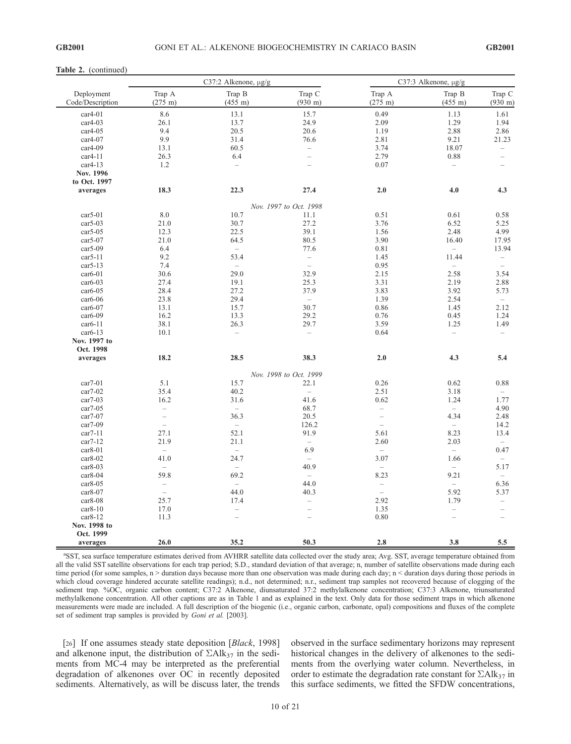**Table 2.** (continued)

| Deployment Code/Description | C37:2 Alkenone, μg/g Trap A (275 m) | Trap B (455 m) | Trap C (930 m) | C37:3 Alkenone, μg/g Trap A (275 m) | Trap B (455 m) | Trap C (930 m) |
|---|---|---|---|---|---|---|
| car4-01 | 8.6 | 13.1 | 15.7 | 0.49 | 1.13 | 1.61 |
| car4-03 | 26.1 | 13.7 | 24.9 | 2.09 | 1.29 | 1.94 |
| car4-05 | 9.4 | 20.5 | 20.6 | 1.19 | 2.88 | 2.86 |
| car4-07 | 9.9 | 31.4 | 76.6 | 2.81 | 9.21 | 21.23 |
| car4-09 | 13.1 | 60.5 | – | 3.74 | 18.07 | – |
| car4-11 | 26.3 | 6.4 | – | 2.79 | 0.88 | – |
| car4-13 | 1.2 | – | – | 0.07 | – | – |
| **Nov. 1996 to Oct. 1997 averages** | **18.3** | **22.3** | **27.4** | **2.0** | **4.0** | **4.3** |
| | | | *Nov. 1997 to Oct. 1998* | | | |
| car5-01 | 8.0 | 10.7 | 11.1 | 0.51 | 0.61 | 0.58 |
| car5-03 | 21.0 | 30.7 | 27.2 | 3.76 | 6.52 | 5.25 |
| car5-05 | 12.3 | 22.5 | 39.1 | 1.56 | 2.48 | 4.99 |
| car5-07 | 21.0 | 64.5 | 80.5 | 3.90 | 16.40 | 17.95 |
| car5-09 | 6.4 | – | 77.6 | 0.81 | – | 13.94 |
| car5-11 | 9.2 | 53.4 | – | 1.45 | 11.44 | – |
| car5-13 | 7.4 | – | – | 0.95 | – | – |
| car6-01 | 30.6 | 29.0 | 32.9 | 2.15 | 2.58 | 3.54 |
| car6-03 | 27.4 | 19.1 | 25.3 | 3.31 | 2.19 | 2.88 |
| car6-05 | 28.4 | 27.2 | 37.9 | 3.83 | 3.92 | 5.73 |
| car6-06 | 23.8 | 29.4 | – | 1.39 | 2.54 | – |
| car6-07 | 13.1 | 15.7 | 30.7 | 0.86 | 1.45 | 2.12 |
| car6-09 | 16.2 | 13.3 | 29.2 | 0.76 | 0.45 | 1.24 |
| car6-11 | 38.1 | 26.3 | 29.7 | 3.59 | 1.25 | 1.49 |
| car6-13 | 10.1 | – | – | 0.64 | – | – |
| **Nov. 1997 to Oct. 1998 averages** | **18.2** | **28.5** | **38.3** | **2.0** | **4.3** | **5.4** |
| | | | *Nov. 1998 to Oct. 1999* | | | |
| car7-01 | 5.1 | 15.7 | 22.1 | 0.26 | 0.62 | 0.88 |
| car7-02 | 35.4 | 40.2 | – | 2.51 | 3.18 | – |
| car7-03 | 16.2 | 31.6 | 41.6 | 0.62 | 1.24 | 1.77 |
| car7-05 | – | – | 68.7 | – | – | 4.90 |
| car7-07 | – | 36.3 | 20.5 | – | 4.34 | 2.48 |
| car7-09 | – | – | 126.2 | – | – | 14.2 |
| car7-11 | 27.1 | 52.1 | 91.9 | 5.61 | 8.23 | 13.4 |
| car7-12 | 21.9 | 21.1 | – | 2.60 | 2.03 | – |
| car8-01 | – | – | 6.9 | – | – | 0.47 |
| car8-02 | 41.0 | 24.7 | – | 3.07 | 1.66 | – |
| car8-03 | – | – | 40.9 | – | – | 5.17 |
| car8-04 | 59.8 | 69.2 | – | 8.23 | 9.21 | – |
| car8-05 | – | – | 44.0 | – | – | 6.36 |
| car8-07 | – | 44.0 | 40.3 | – | 5.92 | 5.37 |
| car8-08 | 25.7 | 17.4 | – | 2.92 | 1.79 | – |
| car8-10 | 17.0 | – | – | 1.35 | – | – |
| car8-12 | 11.3 | – | – | 0.80 | – | – |
| **Nov. 1998 to Oct. 1999 averages** | **26.0** | **35.2** | **50.3** | **2.8** | **3.8** | **5.5** |

[a]SST, sea surface temperature estimates derived from AVHRR satellite data collected over the study area; Avg. SST, average temperature obtained from all the valid SST satellite observations for each trap period; S.D., standard deviation of that average; n, number of satellite observations made during each time period (for some samples, n > duration days because more than one observation was made during each day; n < duration days during those periods in which cloud coverage hindered accurate satellite readings); n.d., not determined; n.r., sediment trap samples not recovered because of clogging of the sediment trap. %OC, organic carbon content; C37:2 Alkenone, diunsaturated 37:2 methylalkenone concentration; C37:3 Alkenone, triunsaturated methylalkenone concentration. All other captions are as in Table 1 and as explained in the text. Only data for those sediment traps in which alkenone measurements were made are included. A full description of the biogenic (i.e., organic carbon, carbonate, opal) compositions and fluxes of the complete set of sediment trap samples is provided by *Goni et al.* [2003].

[26] If one assumes steady state deposition [*Black*, 1998] and alkenone input, the distribution of $\Sigma Alk_{37}$ in the sediments from MC-4 may be interpreted as the preferential degradation of alkenones over OC in recently deposited sediments. Alternatively, as will be discuss later, the trends observed in the surface sedimentary horizons may represent historical changes in the delivery of alkenones to the sediments from the overlying water column. Nevertheless, in order to estimate the degradation rate constant for $\Sigma Alk_{37}$ in this surface sediments, we fitted the SFDW concentrations,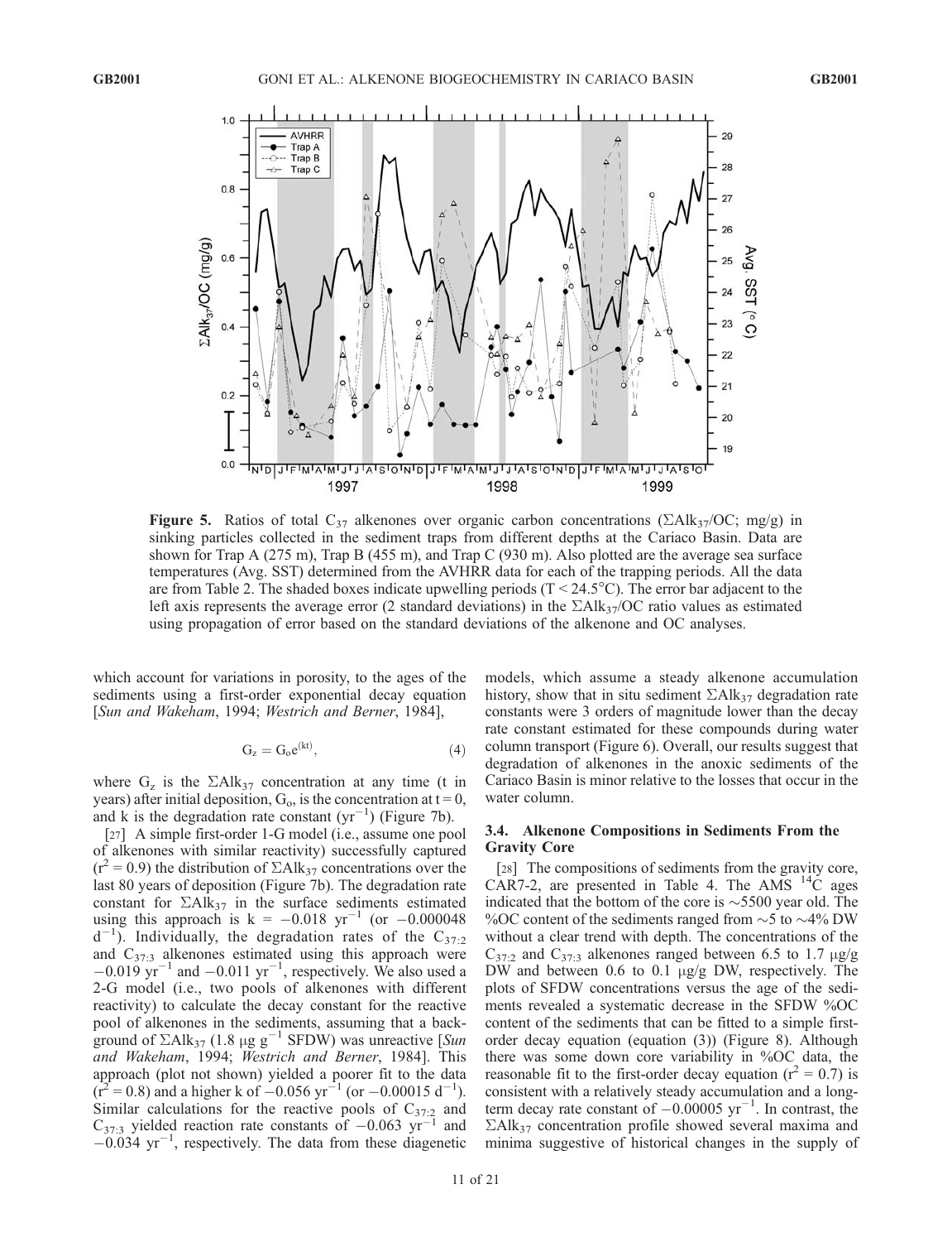**Figure 5.** Ratios of total $C_{37}$ alkenones over organic carbon concentrations ($\Sigma Alk_{37}/OC$; mg/g) in sinking particles collected in the sediment traps from different depths at the Cariaco Basin. Data are shown for Trap A (275 m), Trap B (455 m), and Trap C (930 m). Also plotted are the average sea surface temperatures (Avg. SST) determined from the AVHRR data for each of the trapping periods. All the data are from Table 2. The shaded boxes indicate upwelling periods (T < 24.5°C). The error bar adjacent to the left axis represents the average error (2 standard deviations) in the $\Sigma Alk_{37}/OC$ ratio values as estimated using propagation of error based on the standard deviations of the alkenone and OC analyses.

which account for variations in porosity, to the ages of the sediments using a first-order exponential decay equation [*Sun and Wakeham*, 1994; *Westrich and Berner*, 1984],

$$G_z = G_o e^{(kt)}, \tag{4}$$

where $G_z$ is the $\Sigma Alk_{37}$ concentration at any time (t in years) after initial deposition, $G_o$, is the concentration at t = 0, and k is the degradation rate constant ($yr^{-1}$) (Figure 7b).

[27] A simple first-order 1-G model (i.e., assume one pool of alkenones with similar reactivity) successfully captured ($r^2 = 0.9$) the distribution of $\Sigma Alk_{37}$ concentrations over the last 80 years of deposition (Figure 7b). The degradation rate constant for $\Sigma Alk_{37}$ in the surface sediments estimated using this approach is $k = -0.018\ yr^{-1}$ (or $-0.000048\ d^{-1}$). Individually, the degradation rates of the $C_{37:2}$ and $C_{37:3}$ alkenones estimated using this approach were $-0.019\ yr^{-1}$ and $-0.011\ yr^{-1}$, respectively. We also used a 2-G model (i.e., two pools of alkenones with different reactivity) to calculate the decay constant for the reactive pool of alkenones in the sediments, assuming that a background of $\Sigma Alk_{37}$ (1.8 μg $g^{-1}$ SFDW) was unreactive [*Sun and Wakeham*, 1994; *Westrich and Berner*, 1984]. This approach (plot not shown) yielded a poorer fit to the data ($r^2 = 0.8$) and a higher k of $-0.056\ yr^{-1}$ (or $-0.00015\ d^{-1}$). Similar calculations for the reactive pools of $C_{37:2}$ and $C_{37:3}$ yielded reaction rate constants of $-0.063\ yr^{-1}$ and $-0.034\ yr^{-1}$, respectively. The data from these diagenetic models, which assume a steady alkenone accumulation history, show that in situ sediment $\Sigma Alk_{37}$ degradation rate constants were 3 orders of magnitude lower than the decay rate constant estimated for these compounds during water column transport (Figure 6). Overall, our results suggest that degradation of alkenones in the anoxic sediments of the Cariaco Basin is minor relative to the losses that occur in the water column.

### 3.4. Alkenone Compositions in Sediments From the Gravity Core

[28] The compositions of sediments from the gravity core, CAR7-2, are presented in Table 4. The AMS $^{14}C$ ages indicated that the bottom of the core is ~5500 year old. The %OC content of the sediments ranged from ~5 to ~4% DW without a clear trend with depth. The concentrations of the $C_{37:2}$ and $C_{37:3}$ alkenones ranged between 6.5 to 1.7 μg/g DW and between 0.6 to 0.1 μg/g DW, respectively. The plots of SFDW concentrations versus the age of the sediments revealed a systematic decrease in the SFDW %OC content of the sediments that can be fitted to a simple first-order decay equation (equation (3)) (Figure 8). Although there was some down core variability in %OC data, the reasonable fit to the first-order decay equation ($r^2 = 0.7$) is consistent with a relatively steady accumulation and a long-term decay rate constant of $-0.00005\ yr^{-1}$. In contrast, the $\Sigma Alk_{37}$ concentration profile showed several maxima and minima suggestive of historical changes in the supply of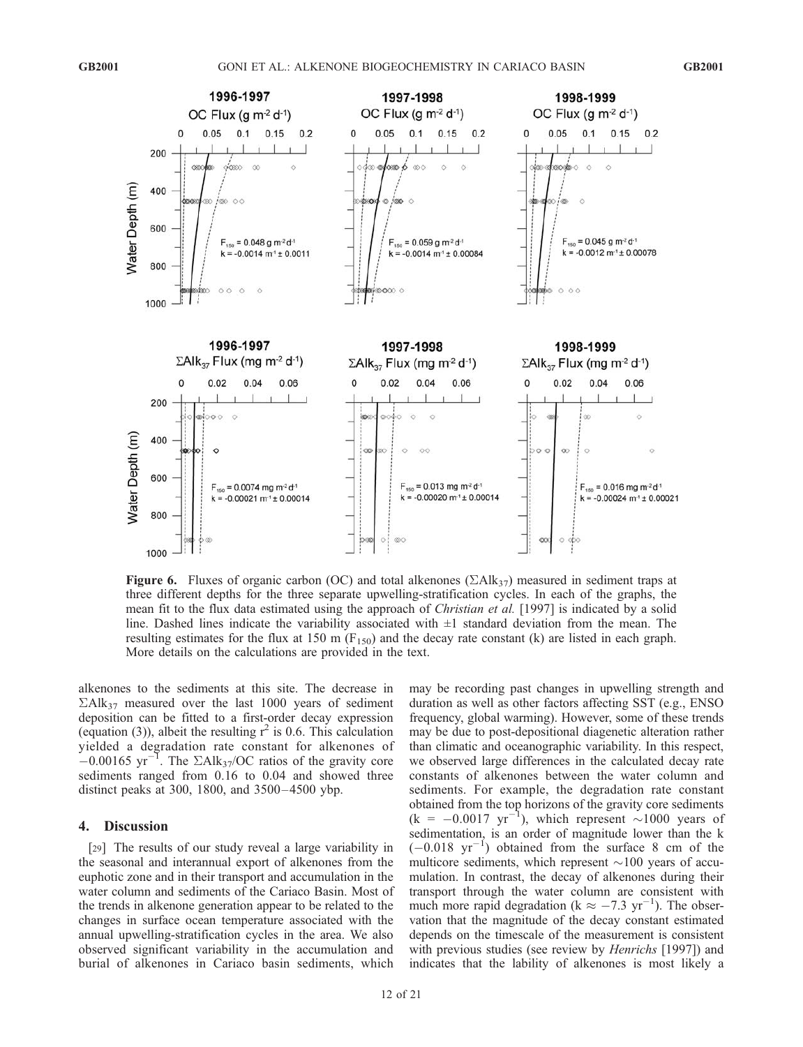**Figure 6.** Fluxes of organic carbon (OC) and total alkenones ($\Sigma Alk_{37}$) measured in sediment traps at three different depths for the three separate upwelling-stratification cycles. In each of the graphs, the mean fit to the flux data estimated using the approach of *Christian et al.* [1997] is indicated by a solid line. Dashed lines indicate the variability associated with $\pm 1$ standard deviation from the mean. The resulting estimates for the flux at 150 m ($F_{150}$) and the decay rate constant (k) are listed in each graph. More details on the calculations are provided in the text.

alkenones to the sediments at this site. The decrease in $\Sigma Alk_{37}$ measured over the last 1000 years of sediment deposition can be fitted to a first-order decay expression (equation (3)), albeit the resulting $r^2$ is 0.6. This calculation yielded a degradation rate constant for alkenones of $-0.00165\ yr^{-1}$. The $\Sigma Alk_{37}$/OC ratios of the gravity core sediments ranged from 0.16 to 0.04 and showed three distinct peaks at 300, 1800, and 3500–4500 ybp.

## 4. Discussion

[29] The results of our study reveal a large variability in the seasonal and interannual export of alkenones from the euphotic zone and in their transport and accumulation in the water column and sediments of the Cariaco Basin. Most of the trends in alkenone generation appear to be related to the changes in surface ocean temperature associated with the annual upwelling-stratification cycles in the area. We also observed significant variability in the accumulation and burial of alkenones in Cariaco basin sediments, which may be recording past changes in upwelling strength and duration as well as other factors affecting SST (e.g., ENSO frequency, global warming). However, some of these trends may be due to post-depositional diagenetic alteration rather than climatic and oceanographic variability. In this respect, we observed large differences in the calculated decay rate constants of alkenones between the water column and sediments. For example, the degradation rate constant obtained from the top horizons of the gravity core sediments ($k = -0.0017\ yr^{-1}$), which represent ~1000 years of sedimentation, is an order of magnitude lower than the k ($-0.018\ yr^{-1}$) obtained from the surface 8 cm of the multicore sediments, which represent ~100 years of accumulation. In contrast, the decay of alkenones during their transport through the water column are consistent with much more rapid degradation ($k \approx -7.3\ yr^{-1}$). The observation that the magnitude of the decay constant estimated depends on the timescale of the measurement is consistent with previous studies (see review by *Henrichs* [1997]) and indicates that the lability of alkenones is most likely a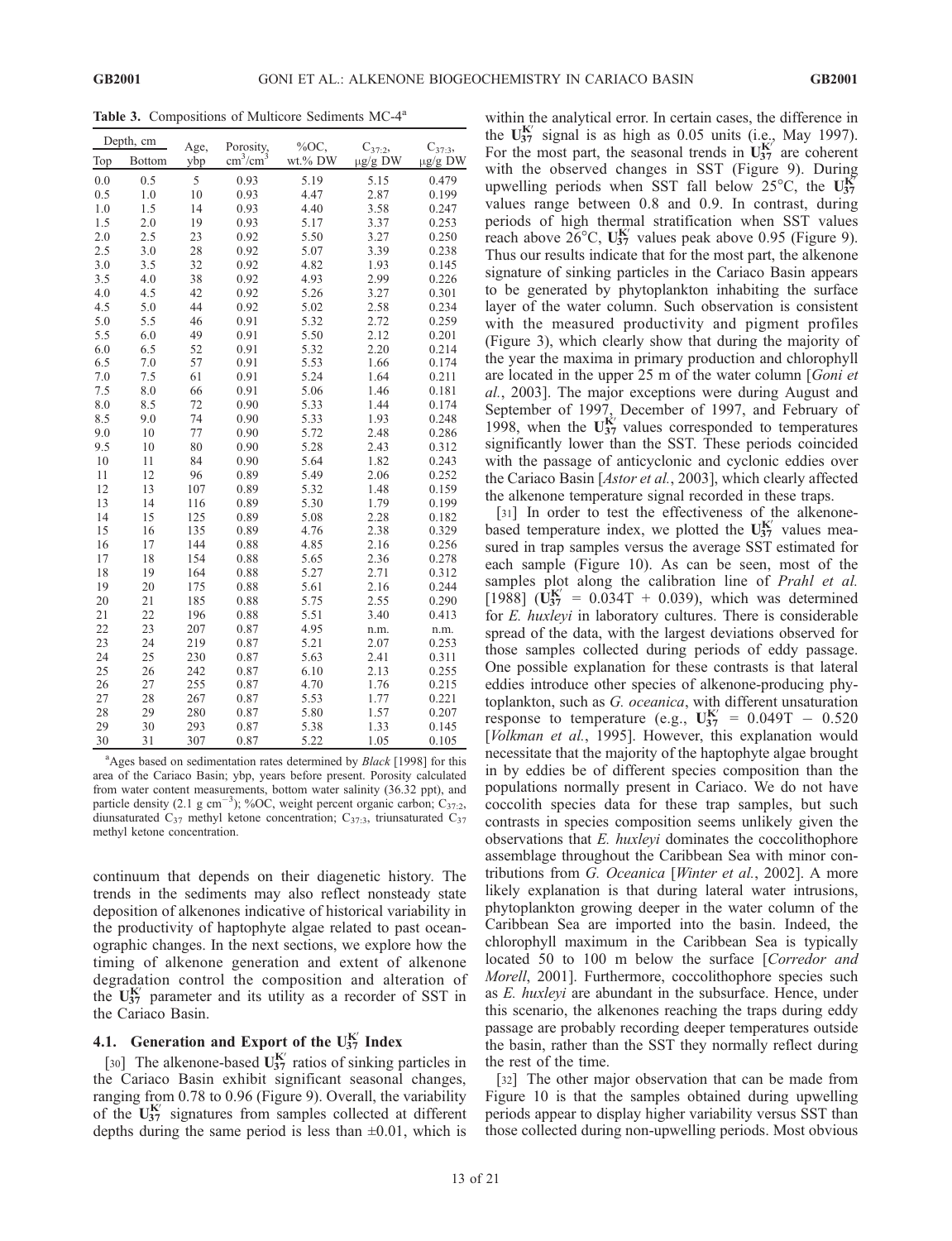**Table 3.** Compositions of Multicore Sediments MC-4[a]

| Depth, cm | | Age, | Porosity, | %OC, | $C_{37:2}$, | $C_{37:3}$, |
|---|---|---|---|---|---|---|
| Top | Bottom | ybp | $cm^3/cm^3$ | wt.% DW | μg/g DW | μg/g DW |
| 0.0 | 0.5 | 5 | 0.93 | 5.19 | 5.15 | 0.479 |
| 0.5 | 1.0 | 10 | 0.93 | 4.47 | 2.87 | 0.199 |
| 1.0 | 1.5 | 14 | 0.93 | 4.40 | 3.58 | 0.247 |
| 1.5 | 2.0 | 19 | 0.93 | 5.17 | 3.37 | 0.253 |
| 2.0 | 2.5 | 23 | 0.92 | 5.50 | 3.27 | 0.250 |
| 2.5 | 3.0 | 28 | 0.92 | 5.07 | 3.39 | 0.238 |
| 3.0 | 3.5 | 32 | 0.92 | 4.82 | 1.93 | 0.145 |
| 3.5 | 4.0 | 38 | 0.92 | 4.93 | 2.99 | 0.226 |
| 4.0 | 4.5 | 42 | 0.92 | 5.26 | 3.27 | 0.301 |
| 4.5 | 5.0 | 44 | 0.92 | 5.02 | 2.58 | 0.234 |
| 5.0 | 5.5 | 46 | 0.91 | 5.32 | 2.72 | 0.259 |
| 5.5 | 6.0 | 49 | 0.91 | 5.50 | 2.12 | 0.201 |
| 6.0 | 6.5 | 52 | 0.91 | 5.32 | 2.20 | 0.214 |
| 6.5 | 7.0 | 57 | 0.91 | 5.53 | 1.66 | 0.174 |
| 7.0 | 7.5 | 61 | 0.91 | 5.24 | 1.64 | 0.211 |
| 7.5 | 8.0 | 66 | 0.91 | 5.06 | 1.46 | 0.181 |
| 8.0 | 8.5 | 72 | 0.90 | 5.33 | 1.44 | 0.174 |
| 8.5 | 9.0 | 74 | 0.90 | 5.33 | 1.93 | 0.248 |
| 9.0 | 10 | 77 | 0.90 | 5.72 | 2.48 | 0.286 |
| 9.5 | 10 | 80 | 0.90 | 5.28 | 2.43 | 0.312 |
| 10 | 11 | 84 | 0.90 | 5.64 | 1.82 | 0.243 |
| 11 | 12 | 96 | 0.89 | 5.49 | 2.06 | 0.252 |
| 12 | 13 | 107 | 0.89 | 5.32 | 1.48 | 0.159 |
| 13 | 14 | 116 | 0.89 | 5.30 | 1.79 | 0.199 |
| 14 | 15 | 125 | 0.89 | 5.08 | 2.28 | 0.182 |
| 15 | 16 | 135 | 0.89 | 4.76 | 2.38 | 0.329 |
| 16 | 17 | 144 | 0.88 | 4.85 | 2.16 | 0.256 |
| 17 | 18 | 154 | 0.88 | 5.65 | 2.36 | 0.278 |
| 18 | 19 | 164 | 0.88 | 5.27 | 2.71 | 0.312 |
| 19 | 20 | 175 | 0.88 | 5.61 | 2.16 | 0.244 |
| 20 | 21 | 185 | 0.88 | 5.75 | 2.55 | 0.290 |
| 21 | 22 | 196 | 0.88 | 5.51 | 3.40 | 0.413 |
| 22 | 23 | 207 | 0.87 | 4.95 | n.m. | n.m. |
| 23 | 24 | 219 | 0.87 | 5.21 | 2.07 | 0.253 |
| 24 | 25 | 230 | 0.87 | 5.63 | 2.41 | 0.311 |
| 25 | 26 | 242 | 0.87 | 6.10 | 2.13 | 0.255 |
| 26 | 27 | 255 | 0.87 | 4.70 | 1.76 | 0.215 |
| 27 | 28 | 267 | 0.87 | 5.53 | 1.77 | 0.221 |
| 28 | 29 | 280 | 0.87 | 5.80 | 1.57 | 0.207 |
| 29 | 30 | 293 | 0.87 | 5.38 | 1.33 | 0.145 |
| 30 | 31 | 307 | 0.87 | 5.22 | 1.05 | 0.105 |

[a]Ages based on sedimentation rates determined by *Black* [1998] for this area of the Cariaco Basin; ybp, years before present. Porosity calculated from water content measurements, bottom water salinity (36.32 ppt), and particle density (2.1 g $cm^{-3}$); %OC, weight percent organic carbon; $C_{37:2}$, diunsaturated $C_{37}$ methyl ketone concentration; $C_{37:3}$, triunsaturated $C_{37}$ methyl ketone concentration.

continuum that depends on their diagenetic history. The trends in the sediments may also reflect nonsteady state deposition of alkenones indicative of historical variability in the productivity of haptophyte algae related to past oceanographic changes. In the next sections, we explore how the timing of alkenone generation and extent of alkenone degradation control the composition and alteration of the $U^{K'}_{37}$ parameter and its utility as a recorder of SST in the Cariaco Basin.

### 4.1. Generation and Export of the $U^{K'}_{37}$ Index

[30] The alkenone-based $U^{K'}_{37}$ ratios of sinking particles in the Cariaco Basin exhibit significant seasonal changes, ranging from 0.78 to 0.96 (Figure 9). Overall, the variability of the $U^{K'}_{37}$ signatures from samples collected at different depths during the same period is less than ±0.01, which is within the analytical error. In certain cases, the difference in the $U^{K'}_{37}$ signal is as high as 0.05 units (i.e., May 1997). For the most part, the seasonal trends in $U^{K'}_{37}$ are coherent with the observed changes in SST (Figure 9). During upwelling periods when SST fall below 25°C, the $U^{K'}_{37}$ values range between 0.8 and 0.9. In contrast, during periods of high thermal stratification when SST values reach above 26°C, $U^{K'}_{37}$ values peak above 0.95 (Figure 9). Thus our results indicate that for the most part, the alkenone signature of sinking particles in the Cariaco Basin appears to be generated by phytoplankton inhabiting the surface layer of the water column. Such observation is consistent with the measured productivity and pigment profiles (Figure 3), which clearly show that during the majority of the year the maxima in primary production and chlorophyll are located in the upper 25 m of the water column [*Goni et al.*, 2003]. The major exceptions were during August and September of 1997, December of 1997, and February of 1998, when the $U^{K'}_{37}$ values corresponded to temperatures significantly lower than the SST. These periods coincided with the passage of anticyclonic and cyclonic eddies over the Cariaco Basin [*Astor et al.*, 2003], which clearly affected the alkenone temperature signal recorded in these traps.

[31] In order to test the effectiveness of the alkenone-based temperature index, we plotted the $U^{K'}_{37}$ values measured in trap samples versus the average SST estimated for each sample (Figure 10). As can be seen, most of the samples plot along the calibration line of *Prahl et al.* [1988] ($U^{K'}_{37} = 0.034T + 0.039$), which was determined for *E. huxleyi* in laboratory cultures. There is considerable spread of the data, with the largest deviations observed for those samples collected during periods of eddy passage. One possible explanation for these contrasts is that lateral eddies introduce other species of alkenone-producing phytoplankton, such as *G. oceanica*, with different unsaturation response to temperature (e.g., $U^{K'}_{37} = 0.049T - 0.520$ [*Volkman et al.*, 1995]. However, this explanation would necessitate that the majority of the haptophyte algae brought in by eddies be of different species composition than the populations normally present in Cariaco. We do not have coccolith species data for these trap samples, but such contrasts in species composition seems unlikely given the observations that *E. huxleyi* dominates the coccolithophore assemblage throughout the Caribbean Sea with minor contributions from *G. Oceanica* [*Winter et al.*, 2002]. A more likely explanation is that during lateral water intrusions, phytoplankton growing deeper in the water column of the Caribbean Sea are imported into the basin. Indeed, the chlorophyll maximum in the Caribbean Sea is typically located 50 to 100 m below the surface [*Corredor and Morell*, 2001]. Furthermore, coccolithophore species such as *E. huxleyi* are abundant in the subsurface. Hence, under this scenario, the alkenones reaching the traps during eddy passage are probably recording deeper temperatures outside the basin, rather than the SST they normally reflect during the rest of the time.

[32] The other major observation that can be made from Figure 10 is that the samples obtained during upwelling periods appear to display higher variability versus SST than those collected during non-upwelling periods. Most obvious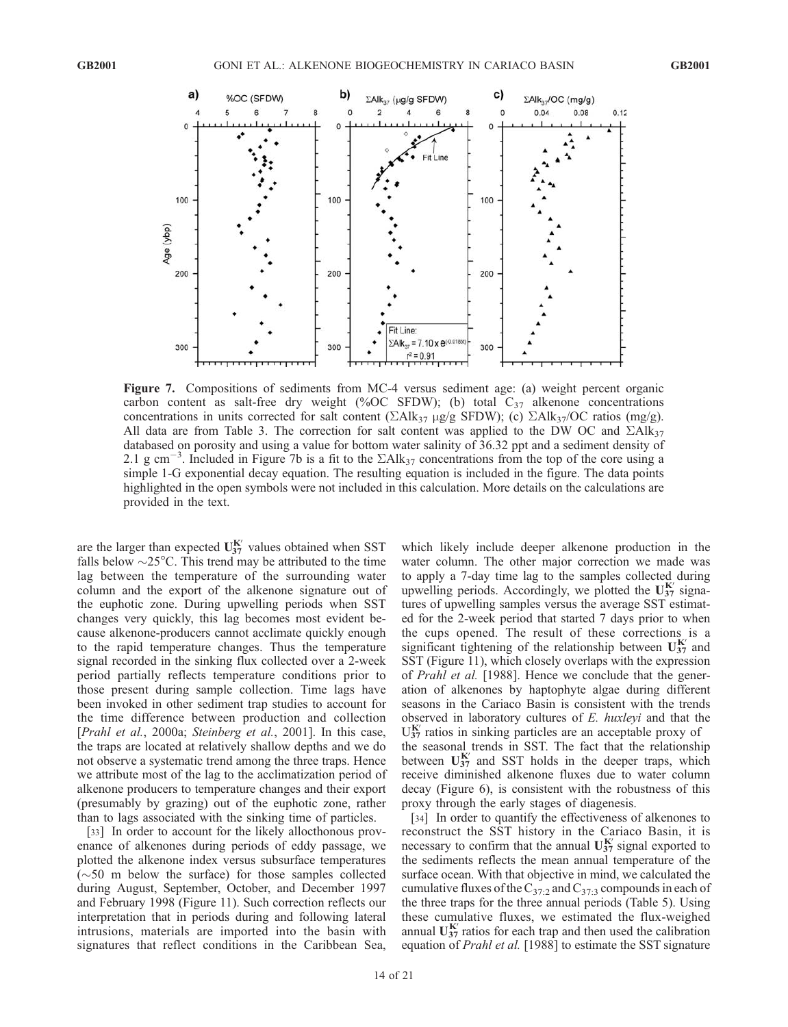**Figure 7.** Compositions of sediments from MC-4 versus sediment age: (a) weight percent organic carbon content as salt-free dry weight (%OC SFDW); (b) total $C_{37}$ alkenone concentrations concentrations in units corrected for salt content ($\Sigma Alk_{37}$ μg/g SFDW); (c) $\Sigma Alk_{37}$/OC ratios (mg/g). All data are from Table 3. The correction for salt content was applied to the DW OC and $\Sigma Alk_{37}$ databased on porosity and using a value for bottom water salinity of 36.32 ppt and a sediment density of 2.1 g cm$^{-3}$. Included in Figure 7b is a fit to the $\Sigma Alk_{37}$ concentrations from the top of the core using a simple 1-G exponential decay equation. The resulting equation is included in the figure. The data points highlighted in the open symbols were not included in this calculation. More details on the calculations are provided in the text.

are the larger than expected $U_{37}^{K'}$ values obtained when SST falls below ~25°C. This trend may be attributed to the time lag between the temperature of the surrounding water column and the export of the alkenone signature out of the euphotic zone. During upwelling periods when SST changes very quickly, this lag becomes most evident because alkenone-producers cannot acclimate quickly enough to the rapid temperature changes. Thus the temperature signal recorded in the sinking flux collected over a 2-week period partially reflects temperature conditions prior to those present during sample collection. Time lags have been invoked in other sediment trap studies to account for the time difference between production and collection [*Prahl et al.*, 2000a; *Steinberg et al.*, 2001]. In this case, the traps are located at relatively shallow depths and we do not observe a systematic trend among the three traps. Hence we attribute most of the lag to the acclimatization period of alkenone producers to temperature changes and their export (presumably by grazing) out of the euphotic zone, rather than to lags associated with the sinking time of particles.

[33] In order to account for the likely allocthonous provenance of alkenones during periods of eddy passage, we plotted the alkenone index versus subsurface temperatures (~50 m below the surface) for those samples collected during August, September, October, and December 1997 and February 1998 (Figure 11). Such correction reflects our interpretation that in periods during and following lateral intrusions, materials are imported into the basin with signatures that reflect conditions in the Caribbean Sea, which likely include deeper alkenone production in the water column. The other major correction we made was to apply a 7-day time lag to the samples collected during upwelling periods. Accordingly, we plotted the $U_{37}^{K'}$ signatures of upwelling samples versus the average SST estimated for the 2-week period that started 7 days prior to when the cups opened. The result of these corrections is a significant tightening of the relationship between $U_{37}^{K'}$ and SST (Figure 11), which closely overlaps with the expression of *Prahl et al.* [1988]. Hence we conclude that the generation of alkenones by haptophyte algae during different seasons in the Cariaco Basin is consistent with the trends observed in laboratory cultures of *E. huxleyi* and that the $U_{37}^{K'}$ ratios in sinking particles are an acceptable proxy of the seasonal trends in SST. The fact that the relationship between $U_{37}^{K'}$ and SST holds in the deeper traps, which receive diminished alkenone fluxes due to water column decay (Figure 6), is consistent with the robustness of this proxy through the early stages of diagenesis.

[34] In order to quantify the effectiveness of alkenones to reconstruct the SST history in the Cariaco Basin, it is necessary to confirm that the annual $U_{37}^{K'}$ signal exported to the sediments reflects the mean annual temperature of the surface ocean. With that objective in mind, we calculated the cumulative fluxes of the $C_{37:2}$ and $C_{37:3}$ compounds in each of the three traps for the three annual periods (Table 5). Using these cumulative fluxes, we estimated the flux-weighed annual $U_{37}^{K'}$ ratios for each trap and then used the calibration equation of *Prahl et al.* [1988] to estimate the SST signature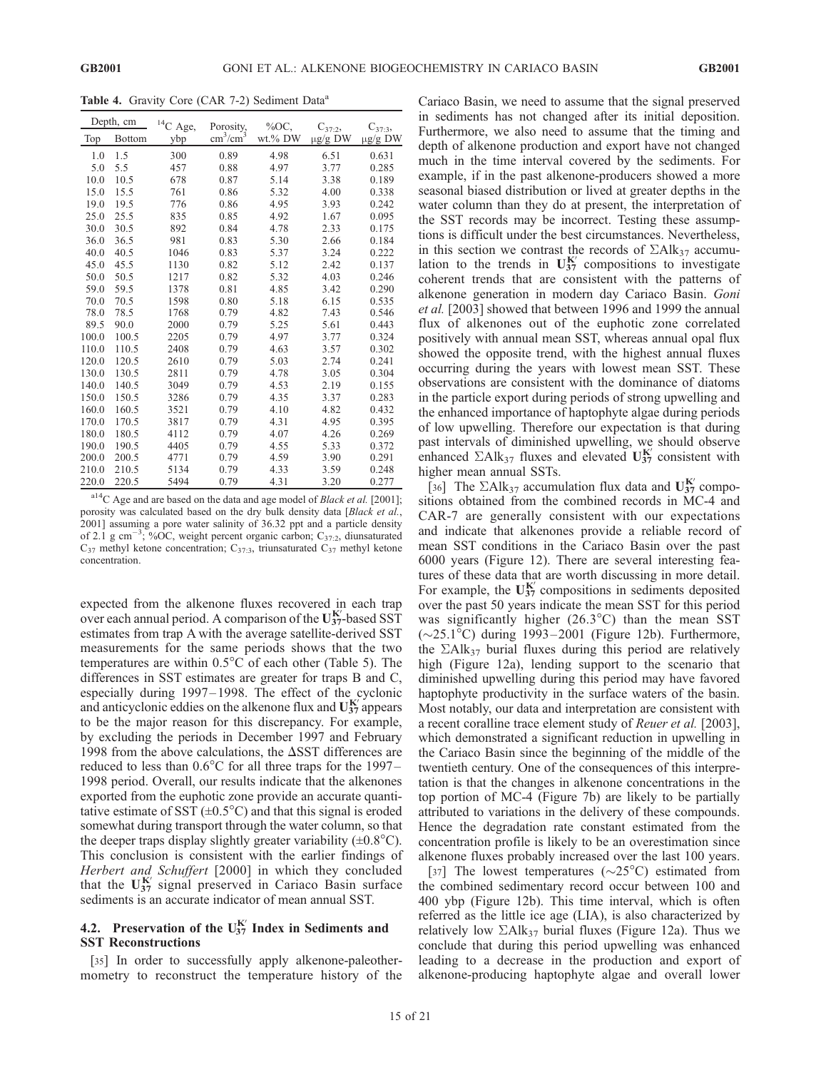**Table 4.** Gravity Core (CAR 7-2) Sediment Data[a]

| Depth, cm | | $^{14}C$ Age, | Porosity, | %OC, | $C_{37:2}$, | $C_{37:3}$, |
|---|---|---|---|---|---|---|
| Top | Bottom | ybp | $cm^3/cm^3$ | wt.% DW | μg/g DW | μg/g DW |
| 1.0 | 1.5 | 300 | 0.89 | 4.98 | 6.51 | 0.631 |
| 5.0 | 5.5 | 457 | 0.88 | 4.97 | 3.77 | 0.285 |
| 10.0 | 10.5 | 678 | 0.87 | 5.14 | 3.38 | 0.189 |
| 15.0 | 15.5 | 761 | 0.86 | 5.32 | 4.00 | 0.338 |
| 19.0 | 19.5 | 776 | 0.86 | 4.95 | 3.93 | 0.242 |
| 25.0 | 25.5 | 835 | 0.85 | 4.92 | 1.67 | 0.095 |
| 30.0 | 30.5 | 892 | 0.84 | 4.78 | 2.33 | 0.175 |
| 36.0 | 36.5 | 981 | 0.83 | 5.30 | 2.66 | 0.184 |
| 40.0 | 40.5 | 1046 | 0.83 | 5.37 | 3.24 | 0.222 |
| 45.0 | 45.5 | 1130 | 0.82 | 5.12 | 2.42 | 0.137 |
| 50.0 | 50.5 | 1217 | 0.82 | 5.32 | 4.03 | 0.246 |
| 59.0 | 59.5 | 1378 | 0.81 | 4.85 | 3.42 | 0.290 |
| 70.0 | 70.5 | 1598 | 0.80 | 5.18 | 6.15 | 0.535 |
| 78.0 | 78.5 | 1768 | 0.79 | 4.82 | 7.43 | 0.546 |
| 89.5 | 90.0 | 2000 | 0.79 | 5.25 | 5.61 | 0.443 |
| 100.0 | 100.5 | 2205 | 0.79 | 4.97 | 3.77 | 0.324 |
| 110.0 | 110.5 | 2408 | 0.79 | 4.63 | 3.57 | 0.302 |
| 120.0 | 120.5 | 2610 | 0.79 | 5.03 | 2.74 | 0.241 |
| 130.0 | 130.5 | 2811 | 0.79 | 4.78 | 3.05 | 0.304 |
| 140.0 | 140.5 | 3049 | 0.79 | 4.53 | 2.19 | 0.155 |
| 150.0 | 150.5 | 3286 | 0.79 | 4.35 | 3.37 | 0.283 |
| 160.0 | 160.5 | 3521 | 0.79 | 4.10 | 4.82 | 0.432 |
| 170.0 | 170.5 | 3817 | 0.79 | 4.31 | 4.95 | 0.395 |
| 180.0 | 180.5 | 4112 | 0.79 | 4.07 | 4.26 | 0.269 |
| 190.0 | 190.5 | 4405 | 0.79 | 4.55 | 5.33 | 0.372 |
| 200.0 | 200.5 | 4771 | 0.79 | 4.59 | 3.90 | 0.291 |
| 210.0 | 210.5 | 5134 | 0.79 | 4.33 | 3.59 | 0.248 |
| 220.0 | 220.5 | 5494 | 0.79 | 4.31 | 3.20 | 0.277 |

[a] $^{14}C$ Age and are based on the data and age model of *Black et al.* [2001]; porosity was calculated based on the dry bulk density data [*Black et al.*, 2001] assuming a pore water salinity of 36.32 ppt and a particle density of 2.1 g $cm^{-3}$; %OC, weight percent organic carbon; $C_{37:2}$, diunsaturated $C_{37}$ methyl ketone concentration; $C_{37:3}$, triunsaturated $C_{37}$ methyl ketone concentration.

expected from the alkenone fluxes recovered in each trap over each annual period. A comparison of the $U^{K'}_{37}$-based SST estimates from trap A with the average satellite-derived SST measurements for the same periods shows that the two temperatures are within 0.5°C of each other (Table 5). The differences in SST estimates are greater for traps B and C, especially during 1997–1998. The effect of the cyclonic and anticyclonic eddies on the alkenone flux and $U^{K'}_{37}$ appears to be the major reason for this discrepancy. For example, by excluding the periods in December 1997 and February 1998 from the above calculations, the ΔSST differences are reduced to less than 0.6°C for all three traps for the 1997–1998 period. Overall, our results indicate that the alkenones exported from the euphotic zone provide an accurate quantitative estimate of SST (±0.5°C) and that this signal is eroded somewhat during transport through the water column, so that the deeper traps display slightly greater variability (±0.8°C). This conclusion is consistent with the earlier findings of *Herbert and Schuffert* [2000] in which they concluded that the $U^{K'}_{37}$ signal preserved in Cariaco Basin surface sediments is an accurate indicator of mean annual SST.

## 4.2. Preservation of the $U^{K'}_{37}$ Index in Sediments and SST Reconstructions

[35] In order to successfully apply alkenone-paleothermometry to reconstruct the temperature history of the Cariaco Basin, we need to assume that the signal preserved in sediments has not changed after its initial deposition. Furthermore, we also need to assume that the timing and depth of alkenone production and export have not changed much in the time interval covered by the sediments. For example, if in the past alkenone-producers showed a more seasonal biased distribution or lived at greater depths in the water column than they do at present, the interpretation of the SST records may be incorrect. Testing these assumptions is difficult under the best circumstances. Nevertheless, in this section we contrast the records of $\Sigma Alk_{37}$ accumulation to the trends in $U^{K'}_{37}$ compositions to investigate coherent trends that are consistent with the patterns of alkenone generation in modern day Cariaco Basin. *Goni et al.* [2003] showed that between 1996 and 1999 the annual flux of alkenones out of the euphotic zone correlated positively with annual mean SST, whereas annual opal flux showed the opposite trend, with the highest annual fluxes occurring during the years with lowest mean SST. These observations are consistent with the dominance of diatoms in the particle export during periods of strong upwelling and the enhanced importance of haptophyte algae during periods of low upwelling. Therefore our expectation is that during past intervals of diminished upwelling, we should observe enhanced $\Sigma Alk_{37}$ fluxes and elevated $U^{K'}_{37}$ consistent with higher mean annual SSTs.

[36] The $\Sigma Alk_{37}$ accumulation flux data and $U^{K'}_{37}$ compositions obtained from the combined records in MC-4 and CAR-7 are generally consistent with our expectations and indicate that alkenones provide a reliable record of mean SST conditions in the Cariaco Basin over the past 6000 years (Figure 12). There are several interesting features of these data that are worth discussing in more detail. For example, the $U^{K'}_{37}$ compositions in sediments deposited over the past 50 years indicate the mean SST for this period was significantly higher (26.3°C) than the mean SST (~25.1°C) during 1993–2001 (Figure 12b). Furthermore, the $\Sigma Alk_{37}$ burial fluxes during this period are relatively high (Figure 12a), lending support to the scenario that diminished upwelling during this period may have favored haptophyte productivity in the surface waters of the basin. Most notably, our data and interpretation are consistent with a recent coralline trace element study of *Reuer et al.* [2003], which demonstrated a significant reduction in upwelling in the Cariaco Basin since the beginning of the middle of the twentieth century. One of the consequences of this interpretation is that the changes in alkenone concentrations in the top portion of MC-4 (Figure 7b) are likely to be partially attributed to variations in the delivery of these compounds. Hence the degradation rate constant estimated from the concentration profile is likely to be an overestimation since alkenone fluxes probably increased over the last 100 years.

[37] The lowest temperatures (~25°C) estimated from the combined sedimentary record occur between 100 and 400 ybp (Figure 12b). This time interval, which is often referred as the little ice age (LIA), is also characterized by relatively low $\Sigma Alk_{37}$ burial fluxes (Figure 12a). Thus we conclude that during this period upwelling was enhanced leading to a decrease in the production and export of alkenone-producing haptophyte algae and overall lower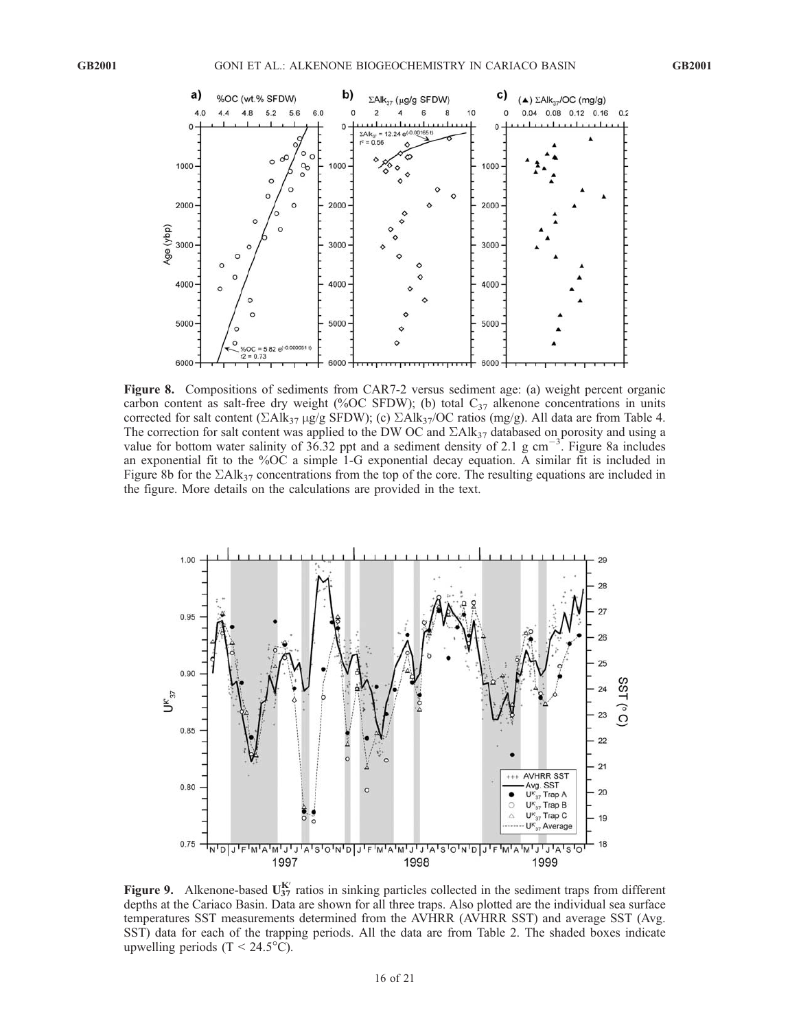**Figure 8.** Compositions of sediments from CAR7-2 versus sediment age: (a) weight percent organic carbon content as salt-free dry weight (%OC SFDW); (b) total $C_{37}$ alkenone concentrations in units corrected for salt content ($\Sigma Alk_{37}$ μg/g SFDW); (c) $\Sigma Alk_{37}$/OC ratios (mg/g). All data are from Table 4. The correction for salt content was applied to the DW OC and $\Sigma Alk_{37}$ databased on porosity and using a value for bottom water salinity of 36.32 ppt and a sediment density of 2.1 g cm$^{-3}$. Figure 8a includes an exponential fit to the %OC a simple 1-G exponential decay equation. A similar fit is included in Figure 8b for the $\Sigma Alk_{37}$ concentrations from the top of the core. The resulting equations are included in the figure. More details on the calculations are provided in the text.

**Figure 9.** Alkenone-based $U^{K'}_{37}$ ratios in sinking particles collected in the sediment traps from different depths at the Cariaco Basin. Data are shown for all three traps. Also plotted are the individual sea surface temperatures SST measurements determined from the AVHRR (AVHRR SST) and average SST (Avg. SST) data for each of the trapping periods. All the data are from Table 2. The shaded boxes indicate upwelling periods (T < 24.5°C).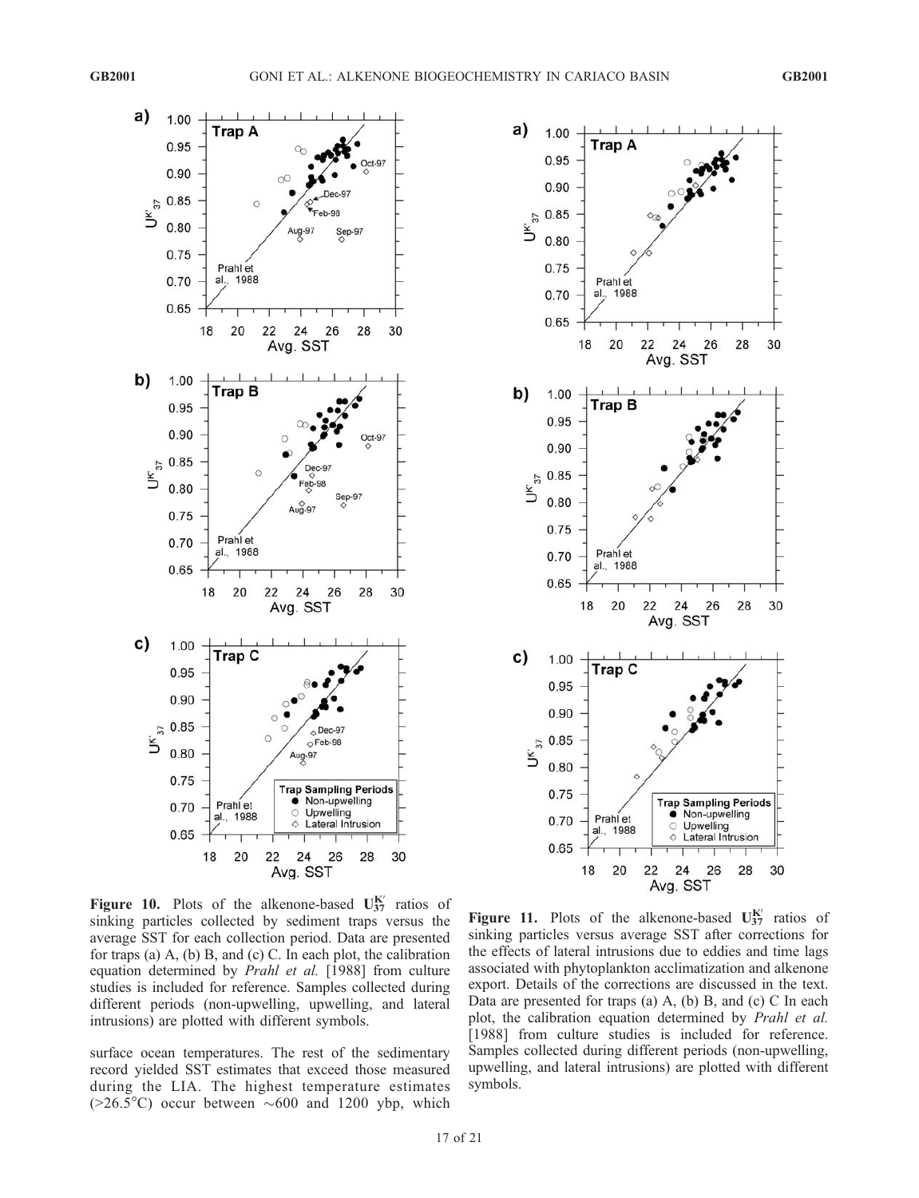**Figure 10.** Plots of the alkenone-based $U_{37}^{K'}$ ratios of sinking particles collected by sediment traps versus the average SST for each collection period. Data are presented for traps (a) A, (b) B, and (c) C. In each plot, the calibration equation determined by *Prahl et al.* [1988] from culture studies is included for reference. Samples collected during different periods (non-upwelling, upwelling, and lateral intrusions) are plotted with different symbols.

surface ocean temperatures. The rest of the sedimentary record yielded SST estimates that exceed those measured during the LIA. The highest temperature estimates (>26.5°C) occur between ~600 and 1200 ybp, which

**Figure 11.** Plots of the alkenone-based $U_{37}^{K'}$ ratios of sinking particles versus average SST after corrections for the effects of lateral intrusions due to eddies and time lags associated with phytoplankton acclimatization and alkenone export. Details of the corrections are discussed in the text. Data are presented for traps (a) A, (b) B, and (c) C In each plot, the calibration equation determined by *Prahl et al.* [1988] from culture studies is included for reference. Samples collected during different periods (non-upwelling, upwelling, and lateral intrusions) are plotted with different symbols.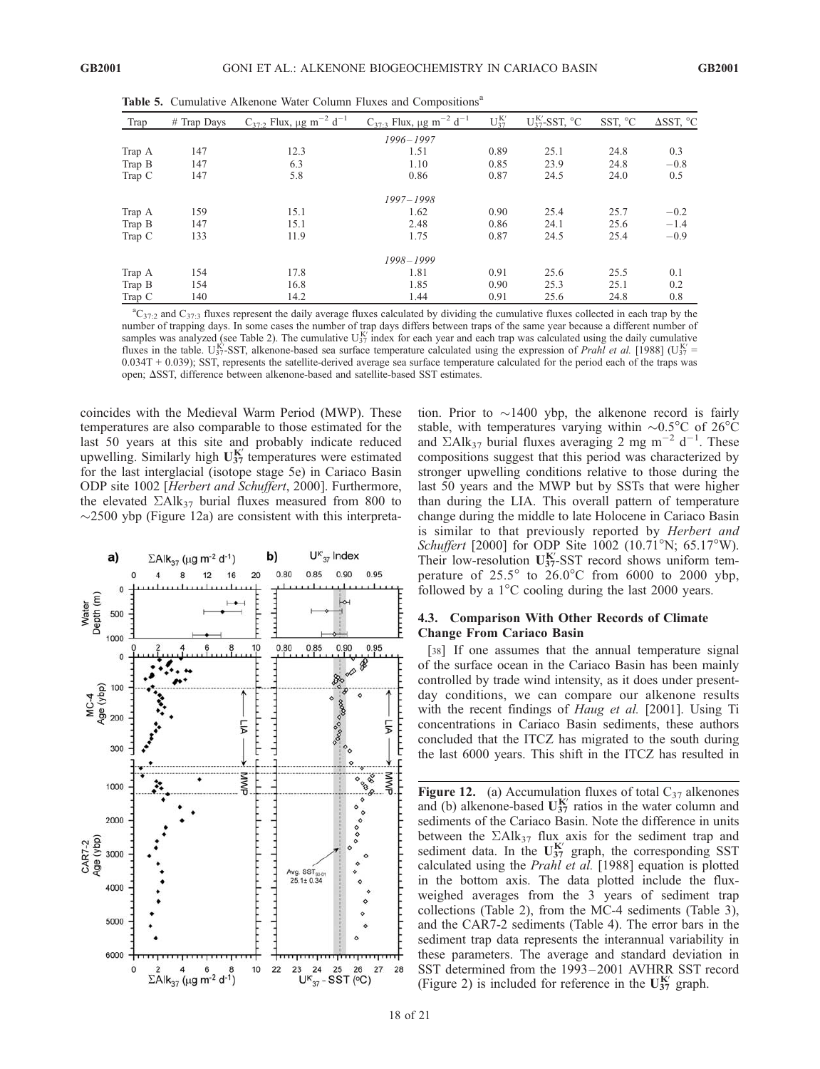**Table 5.** Cumulative Alkenone Water Column Fluxes and Compositions[a]

| Trap | # Trap Days | $C_{37:2}$ Flux, μg $m^{-2}$ $d^{-1}$ | $C_{37:3}$ Flux, μg $m^{-2}$ $d^{-1}$ | $U_{37}^{K'}$ | $U_{37}^{K'}$-SST, °C | SST, °C | ΔSST, °C |
|---|---|---|---|---|---|---|---|
| | | | *1996–1997* | | | | |
| Trap A | 147 | 12.3 | 1.51 | 0.89 | 25.1 | 24.8 | 0.3 |
| Trap B | 147 | 6.3 | 1.10 | 0.85 | 23.9 | 24.8 | −0.8 |
| Trap C | 147 | 5.8 | 0.86 | 0.87 | 24.5 | 24.0 | 0.5 |
| | | | *1997–1998* | | | | |
| Trap A | 159 | 15.1 | 1.62 | 0.90 | 25.4 | 25.7 | −0.2 |
| Trap B | 147 | 15.1 | 2.48 | 0.86 | 24.1 | 25.6 | −1.4 |
| Trap C | 133 | 11.9 | 1.75 | 0.87 | 24.5 | 25.4 | −0.9 |
| | | | *1998–1999* | | | | |
| Trap A | 154 | 17.8 | 1.81 | 0.91 | 25.6 | 25.5 | 0.1 |
| Trap B | 154 | 16.8 | 1.85 | 0.90 | 25.3 | 25.1 | 0.2 |
| Trap C | 140 | 14.2 | 1.44 | 0.91 | 25.6 | 24.8 | 0.8 |

[a] $C_{37:2}$ and $C_{37:3}$ fluxes represent the daily average fluxes calculated by dividing the cumulative fluxes collected in each trap by the number of trapping days. In some cases the number of trap days differs between traps of the same year because a different number of samples was analyzed (see Table 2). The cumulative $U_{37}^{K'}$ index for each year and each trap was calculated using the daily cumulative fluxes in the table. $U_{37}^{K'}$-SST, alkenone-based sea surface temperature calculated using the expression of *Prahl et al.* [1988] ($U_{37}^{K'}$ = 0.034T + 0.039); SST, represents the satellite-derived average sea surface temperature calculated for the period each of the traps was open; ΔSST, difference between alkenone-based and satellite-based SST estimates.

coincides with the Medieval Warm Period (MWP). These temperatures are also comparable to those estimated for the last 50 years at this site and probably indicate reduced upwelling. Similarly high $\mathbf{U_{37}^{K'}}$ temperatures were estimated for the last interglacial (isotope stage 5e) in Cariaco Basin ODP site 1002 [*Herbert and Schuffert*, 2000]. Furthermore, the elevated $\Sigma Alk_{37}$ burial fluxes measured from 800 to ~2500 ybp (Figure 12a) are consistent with this interpretation. Prior to ~1400 ybp, the alkenone record is fairly stable, with temperatures varying within ~0.5°C of 26°C and $\Sigma Alk_{37}$ burial fluxes averaging 2 mg $m^{-2}$ $d^{-1}$. These compositions suggest that this period was characterized by stronger upwelling conditions relative to those during the last 50 years and the MWP but by SSTs that were higher than during the LIA. This overall pattern of temperature change during the middle to late Holocene in Cariaco Basin is similar to that previously reported by *Herbert and Schuffert* [2000] for ODP Site 1002 (10.71°N; 65.17°W). Their low-resolution $\mathbf{U_{37}^{K'}}$-SST record shows uniform temperature of 25.5° to 26.0°C from 6000 to 2000 ybp, followed by a 1°C cooling during the last 2000 years.

**Figure 12.** (a) Accumulation fluxes of total $C_{37}$ alkenones and (b) alkenone-based $\mathbf{U_{37}^{K'}}$ ratios in the water column and sediments of the Cariaco Basin. Note the difference in units between the $\Sigma Alk_{37}$ flux axis for the sediment trap and sediment data. In the $\mathbf{U_{37}^{K'}}$ graph, the corresponding SST calculated using the *Prahl et al.* [1988] equation is plotted in the bottom axis. The data plotted include the flux-weighed averages from the 3 years of sediment trap collections (Table 2), from the MC-4 sediments (Table 3), and the CAR7-2 sediments (Table 4). The error bars in the sediment trap data represents the interannual variability in these parameters. The average and standard deviation in SST determined from the 1993–2001 AVHRR SST record (Figure 2) is included for reference in the $\mathbf{U_{37}^{K'}}$ graph.

### 4.3. Comparison With Other Records of Climate Change From Cariaco Basin

[38] If one assumes that the annual temperature signal of the surface ocean in the Cariaco Basin has been mainly controlled by trade wind intensity, as it does under present-day conditions, we can compare our alkenone results with the recent findings of *Haug et al.* [2001]. Using Ti concentrations in Cariaco Basin sediments, these authors concluded that the ITCZ has migrated to the south during the last 6000 years. This shift in the ITCZ has resulted in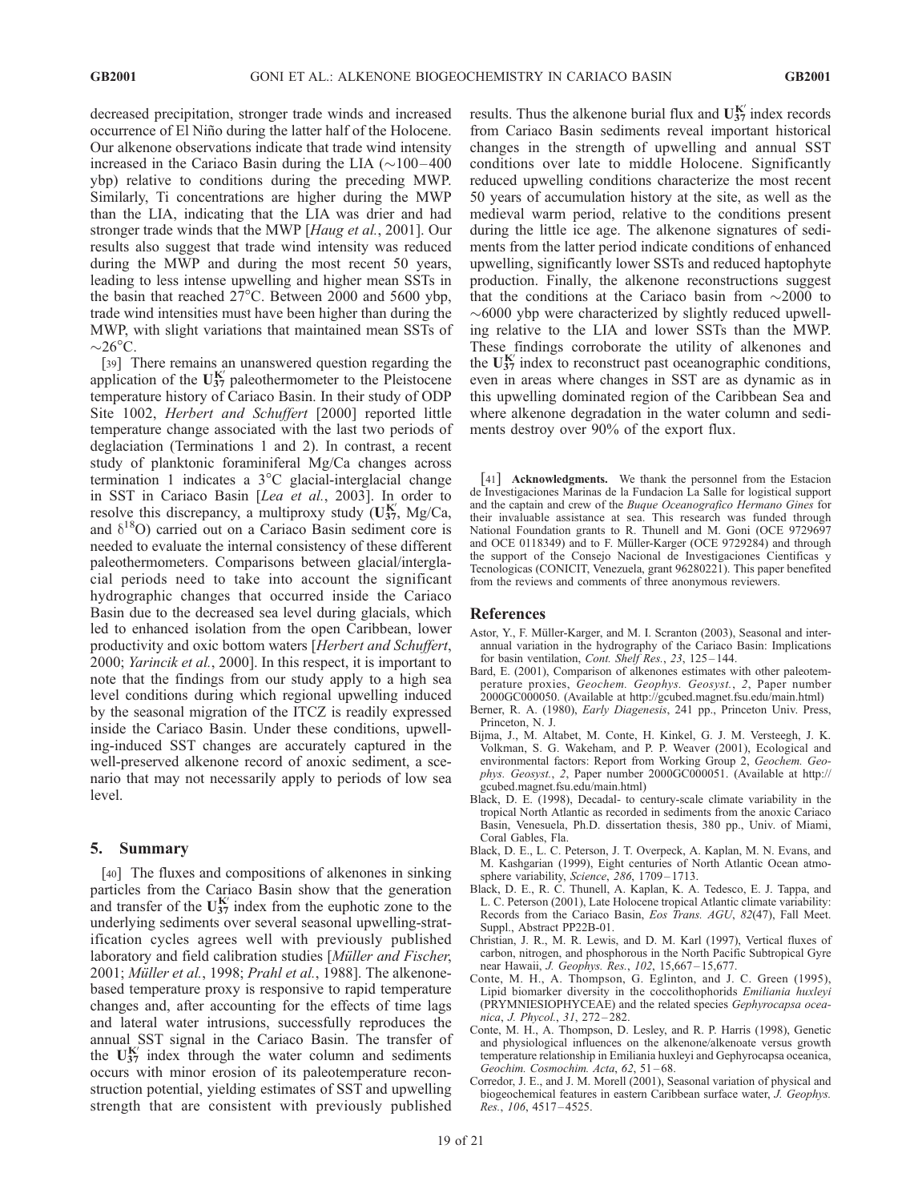decreased precipitation, stronger trade winds and increased occurrence of El Niño during the latter half of the Holocene. Our alkenone observations indicate that trade wind intensity increased in the Cariaco Basin during the LIA (~100–400 ybp) relative to conditions during the preceding MWP. Similarly, Ti concentrations are higher during the MWP than the LIA, indicating that the LIA was drier and had stronger trade winds that the MWP [*Haug et al.*, 2001]. Our results also suggest that trade wind intensity was reduced during the MWP and during the most recent 50 years, leading to less intense upwelling and higher mean SSTs in the basin that reached 27°C. Between 2000 and 5600 ybp, trade wind intensities must have been higher than during the MWP, with slight variations that maintained mean SSTs of ~26°C.

[39] There remains an unanswered question regarding the application of the $U_{37}^{K'}$ paleothermometer to the Pleistocene temperature history of Cariaco Basin. In their study of ODP Site 1002, *Herbert and Schuffert* [2000] reported little temperature change associated with the last two periods of deglaciation (Terminations 1 and 2). In contrast, a recent study of planktonic foraminiferal Mg/Ca changes across termination 1 indicates a 3°C glacial-interglacial change in SST in Cariaco Basin [*Lea et al.*, 2003]. In order to resolve this discrepancy, a multiproxy study ($U_{37}^{K'}$, Mg/Ca, and $\delta^{18}O$) carried out on a Cariaco Basin sediment core is needed to evaluate the internal consistency of these different paleothermometers. Comparisons between glacial/interglacial periods need to take into account the significant hydrographic changes that occurred inside the Cariaco Basin due to the decreased sea level during glacials, which led to enhanced isolation from the open Caribbean, lower productivity and oxic bottom waters [*Herbert and Schuffert*, 2000; *Yarincik et al.*, 2000]. In this respect, it is important to note that the findings from our study apply to a high sea level conditions during which regional upwelling induced by the seasonal migration of the ITCZ is readily expressed inside the Cariaco Basin. Under these conditions, upwelling-induced SST changes are accurately captured in the well-preserved alkenone record of anoxic sediment, a scenario that may not necessarily apply to periods of low sea level.

## 5. Summary

[40] The fluxes and compositions of alkenones in sinking particles from the Cariaco Basin show that the generation and transfer of the $U_{37}^{K'}$ index from the euphotic zone to the underlying sediments over several seasonal upwelling-stratification cycles agrees well with previously published laboratory and field calibration studies [*Müller and Fischer*, 2001; *Müller et al.*, 1998; *Prahl et al.*, 1988]. The alkenone-based temperature proxy is responsive to rapid temperature changes and, after accounting for the effects of time lags and lateral water intrusions, successfully reproduces the annual SST signal in the Cariaco Basin. The transfer of the $U_{37}^{K'}$ index through the water column and sediments occurs with minor erosion of its paleotemperature reconstruction potential, yielding estimates of SST and upwelling strength that are consistent with previously published results. Thus the alkenone burial flux and $U_{37}^{K'}$ index records from Cariaco Basin sediments reveal important historical changes in the strength of upwelling and annual SST conditions over late to middle Holocene. Significantly reduced upwelling conditions characterize the most recent 50 years of accumulation history at the site, as well as the medieval warm period, relative to the conditions present during the little ice age. The alkenone signatures of sediments from the latter period indicate conditions of enhanced upwelling, significantly lower SSTs and reduced haptophyte production. Finally, the alkenone reconstructions suggest that the conditions at the Cariaco basin from ~2000 to ~6000 ybp were characterized by slightly reduced upwelling relative to the LIA and lower SSTs than the MWP. These findings corroborate the utility of alkenones and the $U_{37}^{K'}$ index to reconstruct past oceanographic conditions, even in areas where changes in SST are as dynamic as in this upwelling dominated region of the Caribbean Sea and where alkenone degradation in the water column and sediments destroy over 90% of the export flux.

[41] **Acknowledgments.** We thank the personnel from the Estacion de Investigaciones Marinas de la Fundacion La Salle for logistical support and the captain and crew of the *Buque Oceanografico Hermano Gines* for their invaluable assistance at sea. This research was funded through National Foundation grants to R. Thunell and M. Goni (OCE 9729697 and OCE 0118349) and to F. Müller-Karger (OCE 9729284) and through the support of the Consejo Nacional de Investigaciones Cientificas y Tecnologicas (CONICIT, Venezuela, grant 96280221). This paper benefited from the reviews and comments of three anonymous reviewers.

## References

Astor, Y., F. Müller-Karger, and M. I. Scranton (2003), Seasonal and interannual variation in the hydrography of the Cariaco Basin: Implications for basin ventilation, *Cont. Shelf Res.*, *23*, 125–144.

Bard, E. (2001), Comparison of alkenones estimates with other paleotemperature proxies, *Geochem. Geophys. Geosyst.*, *2*, Paper number 2000GC000050. (Available at http://gcubed.magnet.fsu.edu/main.html)

Berner, R. A. (1980), *Early Diagenesis*, 241 pp., Princeton Univ. Press, Princeton, N. J.

Bijma, J., M. Altabet, M. Conte, H. Kinkel, G. J. M. Versteegh, J. K. Volkman, S. G. Wakeham, and P. P. Weaver (2001), Ecological and environmental factors: Report from Working Group 2, *Geochem. Geophys. Geosyst.*, *2*, Paper number 2000GC000051. (Available at http://gcubed.magnet.fsu.edu/main.html)

Black, D. E. (1998), Decadal- to century-scale climate variability in the tropical North Atlantic as recorded in sediments from the anoxic Cariaco Basin, Venesuela, Ph.D. dissertation thesis, 380 pp., Univ. of Miami, Coral Gables, Fla.

Black, D. E., L. C. Peterson, J. T. Overpeck, A. Kaplan, M. N. Evans, and M. Kashgarian (1999), Eight centuries of North Atlantic Ocean atmosphere variability, *Science*, *286*, 1709–1713.

Black, D. E., R. C. Thunell, A. Kaplan, K. A. Tedesco, E. J. Tappa, and L. C. Peterson (2001), Late Holocene tropical Atlantic climate variability: Records from the Cariaco Basin, *Eos Trans. AGU*, *82*(47), Fall Meet. Suppl., Abstract PP22B-01.

Christian, J. R., M. R. Lewis, and D. M. Karl (1997), Vertical fluxes of carbon, nitrogen, and phosphorous in the North Pacific Subtropical Gyre near Hawaii, *J. Geophys. Res.*, *102*, 15,667–15,677.

Conte, M. H., A. Thompson, G. Eglinton, and J. C. Green (1995), Lipid biomarker diversity in the coccolithophorids *Emiliania huxleyi* (PRYMNIESIOPHYCEAE) and the related species *Gephyrocapsa oceanica*, *J. Phycol.*, *31*, 272–282.

Conte, M. H., A. Thompson, D. Lesley, and R. P. Harris (1998), Genetic and physiological influences on the alkenone/alkenoate versus growth temperature relationship in Emiliania huxleyi and Gephyrocapsa oceanica, *Geochim. Cosmochim. Acta*, *62*, 51–68.

Corredor, J. E., and J. M. Morell (2001), Seasonal variation of physical and biogeochemical features in eastern Caribbean surface water, *J. Geophys. Res.*, *106*, 4517–4525.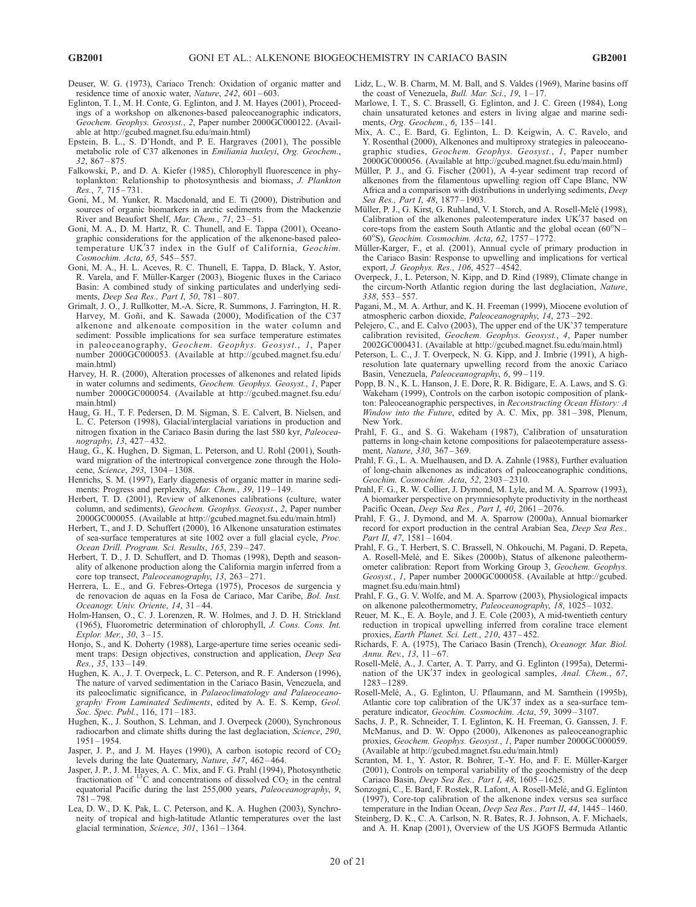Deuser, W. G. (1973), Cariaco Trench: Oxidation of organic matter and residence time of anoxic water, *Nature*, *242*, 601–603.

Eglinton, T. I., M. H. Conte, G. Eglinton, and J. M. Hayes (2001), Proceedings of a workshop on alkenones-based paleoceanographic indicators, *Geochem. Geophys. Geosyst.*, *2*, Paper number 2000GC000122. (Available at http://gcubed.magnet.fsu.edu/main.html)

Epstein, B. L., S. D'Hondt, and P. E. Hargraves (2001), The possible metabolic role of C37 alkenones in *Emiliania huxleyi*, *Org. Geochem.*, *32*, 867–875.

Falkowski, P., and D. A. Kiefer (1985), Chlorophyll fluorescence in phytoplankton: Relationship to photosynthesis and biomass, *J. Plankton Res.*, *7*, 715–731.

Goni, M., M. Yunker, R. Macdonald, and E. Ti (2000), Distribution and sources of organic biomarkers in arctic sediments from the Mackenzie River and Beaufort Shelf, *Mar. Chem.*, *71*, 23–51.

Goni, M. A., D. M. Hartz, R. C. Thunell, and E. Tappa (2001), Oceanographic considerations for the application of the alkenone-based paleotemperature UK′37 index in the Gulf of California, *Geochim. Cosmochim. Acta*, *65*, 545–557.

Goni, M. A., H. L. Aceves, R. C. Thunell, E. Tappa, D. Black, Y. Astor, R. Varela, and F. Müller-Karger (2003), Biogenic fluxes in the Cariaco Basin: A combined study of sinking particulates and underlying sediments, *Deep Sea Res., Part I*, *50*, 781–807.

Grimalt, J. O., J. Rullkotter, M.-A. Sicre, R. Summons, J. Farrington, H. R. Harvey, M. Goñi, and K. Sawada (2000), Modification of the C37 alkenone and alkenoate composition in the water column and sediment: Possible implications for sea surface temperature estimates in paleoceanography, *Geochem. Geophys. Geosyst.*, *1*, Paper number 2000GC000053. (Available at http://gcubed.magnet.fsu.edu/main.html)

Harvey, H. R. (2000), Alteration processes of alkenones and related lipids in water columns and sediments, *Geochem. Geophys. Geosyst.*, *1*, Paper number 2000GC000054. (Available at http://gcubed.magnet.fsu.edu/main.html)

Haug, G. H., T. F. Pedersen, D. M. Sigman, S. E. Calvert, B. Nielsen, and L. C. Peterson (1998), Glacial/interglacial variations in production and nitrogen fixation in the Cariaco Basin during the last 580 kyr, *Paleoceanography*, *13*, 427–432.

Haug, G. H., K. Hughen, D. Sigman, L. Peterson, and U. Rohl (2001), Southward migration of the intertropical convergence zone through the Holocene, *Science*, *293*, 1304–1308.

Henrichs, S. M. (1997), Early diagenesis of organic matter in marine sediments: Progress and perplexity, *Mar. Chem.*, *39*, 119–149.

Herbert, T. D. (2001), Review of alkenones calibrations (culture, water column, and sediments), *Geochem. Geophys. Geosyst.*, *2*, Paper number 2000GC000055. (Available at http://gcubed.magnet.fsu.edu/main.html)

Herbert, T., and J. D. Schuffert (2000), 16 Alkenone unsaturation estimates of sea-surface temperatures at site 1002 over a full glacial cycle, *Proc. Ocean Drill. Program. Sci. Results*, *165*, 239–247.

Herbert, T. D., J. D. Schuffert, and D. Thomas (1998), Depth and seasonality of alkenone production along the California margin inferred from a core top transect, *Paleoceanography*, *13*, 263–271.

Herrera, L. E., and G. Febres-Ortega (1975), Procesos de surgencia y de renovacion de aquas en la Fosa de Cariaco, Mar Caribe, *Bol. Inst. Oceanogr. Univ. Oriente*, *14*, 31–44.

Holm-Hansen, O., C. J. Lorenzen, R. W. Holmes, and J. D. H. Strickland (1965), Fluorometric determination of chlorophyll, *J. Cons. Cons. Int. Explor. Mer.*, *30*, 3–15.

Honjo, S., and K. Doherty (1988), Large-aperture time series oceanic sediment traps: Design objectives, construction and application, *Deep Sea Res.*, *35*, 133–149.

Hughen, K. A., J. T. Overpeck, L. C. Peterson, and R. F. Anderson (1996), The nature of varved sedimentation in the Cariaco Basin, Venezuela, and its paleoclimatic significance, in *Palaeoclimatology and Palaeoceanography From Laminated Sediments*, edited by A. E. S. Kemp, *Geol. Soc. Spec. Publ.*, 116, 171–183.

Hughen, K., J. Southon, S. Lehman, and J. Overpeck (2000), Synchronous radiocarbon and climate shifts during the last deglaciation, *Science*, *290*, 1951–1954.

Jasper, J. P., and J. M. Hayes (1990), A carbon isotopic record of $CO_2$ levels during the late Quaternary, *Nature*, *347*, 462–464.

Jasper, J. P., J. M. Hayes, A. C. Mix, and F. G. Prahl (1994), Photosynthetic fractionation of $^{13}C$ and concentrations of dissolved $CO_2$ in the central equatorial Pacific during the last 255,000 years, *Paleoceanography*, *9*, 781–798.

Lea, D. W., D. K. Pak, L. C. Peterson, and K. A. Hughen (2003), Synchroneity of tropical and high-latitude Atlantic temperatures over the last glacial termination, *Science*, *301*, 1361–1364.

Lidz, L., W. B. Charm, M. M. Ball, and S. Valdes (1969), Marine basins off the coast of Venezuela, *Bull. Mar. Sci.*, *19*, 1–17.

Marlowe, I. T., S. C. Brassell, G. Eglinton, and J. C. Green (1984), Long chain unsaturated ketones and esters in living algae and marine sediments, *Org. Geochem.*, *6*, 135–141.

Mix, A. C., E. Bard, G. Eglinton, L. D. Keigwin, A. C. Ravelo, and Y. Rosenthal (2000), Alkenones and multiproxy strategies in paleoceanographic studies, *Geochem. Geophys. Geosyst.*, *1*, Paper number 2000GC000056. (Available at http://gcubed.magnet.fsu.edu/main.html)

Müller, P. J., and G. Fischer (2001), A 4-year sediment trap record of alkenones from the filamentous upwelling region off Cape Blanc, NW Africa and a comparison with distributions in underlying sediments, *Deep Sea Res., Part I*, *48*, 1877–1903.

Müller, P. J., G. Kirst, G. Ruhland, V. I. Storch, and A. Rosell-Melé (1998), Calibration of the alkenones paleotemperature index UK′37 based on core-tops from the eastern South Atlantic and the global ocean (60°N–60°S), *Geochim. Cosmochim. Acta*, *62*, 1757–1772.

Müller-Karger, F., et al. (2001), Annual cycle of primary production in the Cariaco Basin: Response to upwelling and implications for vertical export, *J. Geophys. Res.*, *106*, 4527–4542.

Overpeck, J., L. Peterson, N. Kipp, and D. Rind (1989), Climate change in the circum-North Atlantic region during the last deglaciation, *Nature*, *338*, 553–557.

Pagani, M., M. A. Arthur, and K. H. Freeman (1999), Miocene evolution of atmospheric carbon dioxide, *Paleoceanography*, *14*, 273–292.

Pelejero, C., and E. Calvo (2003), The upper end of the UK′37 temperature calibration revisited, *Geochem. Geophys. Geosyst.*, *4*, Paper number 2002GC000431. (Available at http://gcubed.magnet.fsu.edu/main.html)

Peterson, L. C., J. T. Overpeck, N. G. Kipp, and J. Imbrie (1991), A high-resolution late quaternary upwelling record from the anoxic Cariaco Basin, Venezuela, *Paleoceanography*, *6*, 99–119.

Popp, B. N., K. L. Hanson, J. E. Dore, R. R. Bidigare, E. A. Laws, and S. G. Wakeham (1999), Controls on the carbon isotopic composition of plankton: Paleoceanographic perspectives, in *Reconstructing Ocean History: A Window into the Future*, edited by A. C. Mix, pp. 381–398, Plenum, New York.

Prahl, F. G., and S. G. Wakeham (1987), Calibration of unsaturation patterns in long-chain ketone compositions for palaeotemperature assessment, *Nature*, *330*, 367–369.

Prahl, F. G., L. A. Muelhausen, and D. A. Zahnle (1988), Further evaluation of long-chain alkenones as indicators of paleoceanographic conditions, *Geochim. Cosmochim. Acta*, *52*, 2303–2310.

Prahl, F. G., R. W. Collier, J. Dymond, M. Lyle, and M. A. Sparrow (1993), A biomarker perspective on prymniesophyte productivity in the northeast Pacific Ocean, *Deep Sea Res., Part I*, *40*, 2061–2076.

Prahl, F. G., J. Dymond, and M. A. Sparrow (2000a), Annual biomarker record for export production in the central Arabian Sea, *Deep Sea Res., Part II*, *47*, 1581–1604.

Prahl, F. G., T. Herbert, S. C. Brassell, N. Ohkouchi, M. Pagani, D. Repeta, A. Rosell-Melé, and E. Sikes (2000b), Status of alkenone paleothermometer calibration: Report from Working Group 3, *Geochem. Geophys. Geosyst.*, *1*, Paper number 2000GC000058. (Available at http://gcubed.magnet.fsu.edu/main.html)

Prahl, F. G., G. V. Wolfe, and M. A. Sparrow (2003), Physiological impacts on alkenone paleothermometry, *Paleoceanography*, *18*, 1025–1032.

Reuer, M. K., E. A. Boyle, and J. E. Cole (2003), A mid-twentieth century reduction in tropical upwelling inferred from coraline trace element proxies, *Earth Planet. Sci. Lett.*, *210*, 437–452.

Richards, F. A. (1975), The Cariaco Basin (Trench), *Oceanogr. Mar. Biol. Annu. Rev.*, *13*, 11–67.

Rosell-Melé, A., J. Carter, A. T. Parry, and G. Eglinton (1995a), Determination of the UK′37 index in geological samples, *Anal. Chem.*, *67*, 1283–1289.

Rosell-Melé, A., G. Eglinton, U. Pflaumann, and M. Sarnthein (1995b), Atlantic core top calibration of the UK′37 index as a sea-surface temperature indicator, *Geochim. Cosmochim. Acta*, *59*, 3099–3107.

Sachs, J. P., R. Schneider, T. I. Eglinton, K. H. Freeman, G. Ganssen, J. F. McManus, and D. W. Oppo (2000), Alkenones as paleoceanographic proxies, *Geochem. Geophys. Geosyst.*, *1*, Paper number 2000GC000059. (Available at http://gcubed.magnet.fsu.edu/main.html)

Scranton, M. I., Y. Astor, R. Bohrer, T.-Y. Ho, and F. E. Müller-Karger (2001), Controls on temporal variability of the geochemistry of the deep Cariaco Basin, *Deep Sea Res., Part I*, *48*, 1605–1625.

Sonzogni, C., E. Bard, F. Rostek, R. Lafont, A. Rosell-Melé, and G. Eglinton (1997), Core-top calibration of the alkenone index versus sea surface temperature in the Indian Ocean, *Deep Sea Res., Part II*, *44*, 1445–1460.

Steinberg, D. K., C. A. Carlson, N. R. Bates, R. J. Johnson, A. F. Michaels, and A. H. Knap (2001), Overview of the US JGOFS Bermuda Atlantic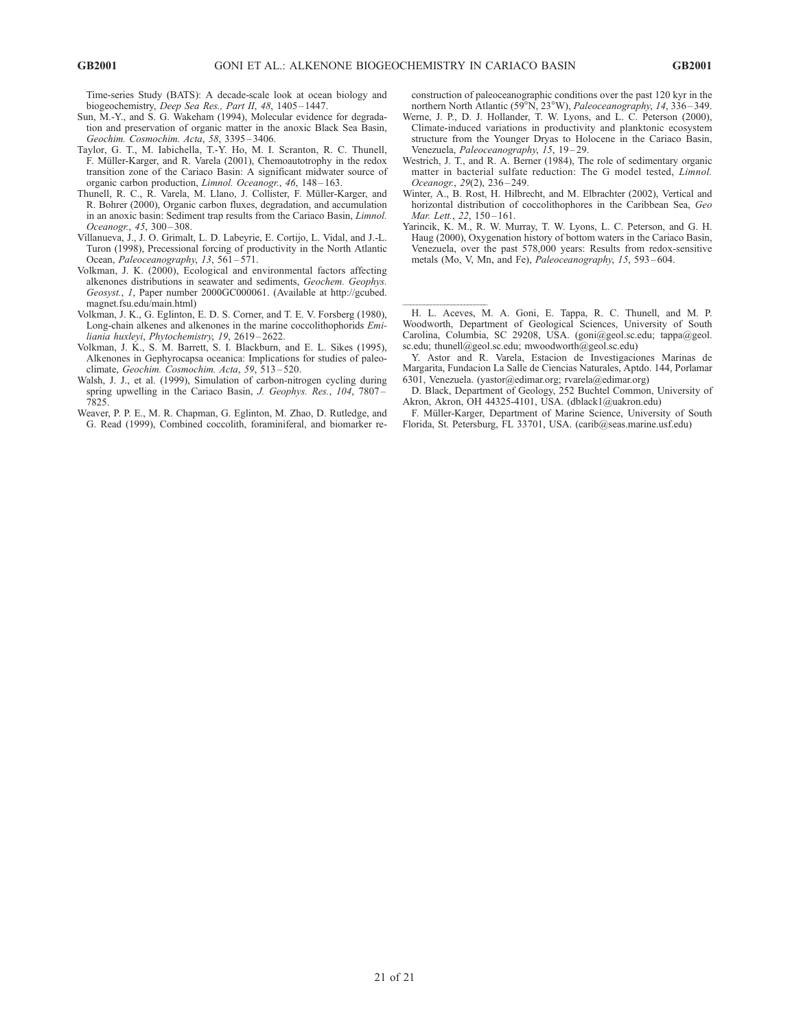Time-series Study (BATS): A decade-scale look at ocean biology and biogeochemistry, *Deep Sea Res., Part II*, *48*, 1405–1447.

Sun, M.-Y., and S. G. Wakeham (1994), Molecular evidence for degradation and preservation of organic matter in the anoxic Black Sea Basin, *Geochim. Cosmochim. Acta*, *58*, 3395–3406.

Taylor, G. T., M. Iabichella, T.-Y. Ho, M. I. Scranton, R. C. Thunell, F. Müller-Karger, and R. Varela (2001), Chemoautotrophy in the redox transition zone of the Cariaco Basin: A significant midwater source of organic carbon production, *Limnol. Oceanogr.*, *46*, 148–163.

Thunell, R. C., R. Varela, M. Llano, J. Collister, F. Müller-Karger, and R. Bohrer (2000), Organic carbon fluxes, degradation, and accumulation in an anoxic basin: Sediment trap results from the Cariaco Basin, *Limnol. Oceanogr.*, *45*, 300–308.

Villanueva, J., J. O. Grimalt, L. D. Labeyrie, E. Cortijo, L. Vidal, and J.-L. Turon (1998), Precessional forcing of productivity in the North Atlantic Ocean, *Paleoceanography*, *13*, 561–571.

Volkman, J. K. (2000), Ecological and environmental factors affecting alkenones distributions in seawater and sediments, *Geochem. Geophys. Geosyst.*, *1*, Paper number 2000GC000061. (Available at http://gcubed.magnet.fsu.edu/main.html)

Volkman, J. K., G. Eglinton, E. D. S. Corner, and T. E. V. Forsberg (1980), Long-chain alkenes and alkenones in the marine coccolithophorids *Emiliania huxleyi*, *Phytochemistry*, *19*, 2619–2622.

Volkman, J. K., S. M. Barrett, S. I. Blackburn, and E. L. Sikes (1995), Alkenones in Gephyrocapsa oceanica: Implications for studies of paleoclimate, *Geochim. Cosmochim. Acta*, *59*, 513–520.

Walsh, J. J., et al. (1999), Simulation of carbon-nitrogen cycling during spring upwelling in the Cariaco Basin, *J. Geophys. Res.*, *104*, 7807–7825.

Weaver, P. P. E., M. R. Chapman, G. Eglinton, M. Zhao, D. Rutledge, and G. Read (1999), Combined coccolith, foraminiferal, and biomarker reconstruction of paleoceanographic conditions over the past 120 kyr in the northern North Atlantic (59°N, 23°W), *Paleoceanography*, *14*, 336–349.

Werne, J. P., D. J. Hollander, T. W. Lyons, and L. C. Peterson (2000), Climate-induced variations in productivity and planktonic ecosystem structure from the Younger Dryas to Holocene in the Cariaco Basin, Venezuela, *Paleoceanography*, *15*, 19–29.

Westrich, J. T., and R. A. Berner (1984), The role of sedimentary organic matter in bacterial sulfate reduction: The G model tested, *Limnol. Oceanogr.*, *29*(2), 236–249.

Winter, A., B. Rost, H. Hilbrecht, and M. Elbrachter (2002), Vertical and horizontal distribution of coccolithophores in the Caribbean Sea, *Geo Mar. Lett.*, *22*, 150–161.

Yarincik, K. M., R. W. Murray, T. W. Lyons, L. C. Peterson, and G. H. Haug (2000), Oxygenation history of bottom waters in the Cariaco Basin, Venezuela, over the past 578,000 years: Results from redox-sensitive metals (Mo, V, Mn, and Fe), *Paleoceanography*, *15*, 593–604.

---

H. L. Aceves, M. A. Goni, E. Tappa, R. C. Thunell, and M. P. Woodworth, Department of Geological Sciences, University of South Carolina, Columbia, SC 29208, USA. (goni@geol.sc.edu; tappa@geol.sc.edu; thunell@geol.sc.edu; mwoodworth@geol.sc.edu)

Y. Astor and R. Varela, Estacion de Investigaciones Marinas de Margarita, Fundacion La Salle de Ciencias Naturales, Aptdo. 144, Porlamar 6301, Venezuela. (yastor@edimar.org; rvarela@edimar.org)

D. Black, Department of Geology, 252 Buchtel Common, University of Akron, Akron, OH 44325-4101, USA. (dblack1@uakron.edu)

F. Müller-Karger, Department of Marine Science, University of South Florida, St. Petersburg, FL 33701, USA. (carib@seas.marine.usf.edu)